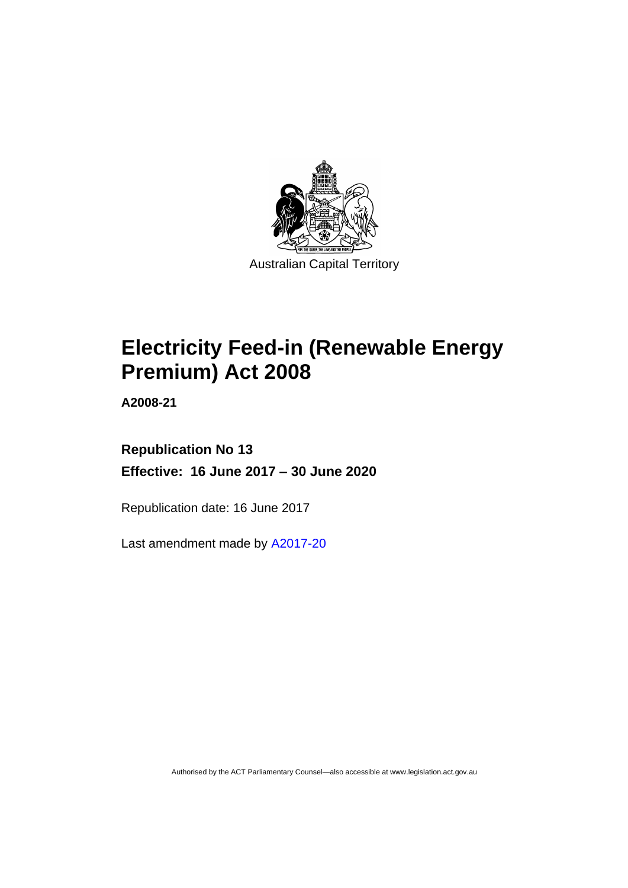Australian Capital Territory

# Electricity Feed-in (Renewable Energy Premium) Act 2008

**A2008-21**

**Republication No 13**

**Effective: 16 June 2017 – 30 June 2020**

Republication date: 16 June 2017

Last amendment made by A2017-20

Authorised by the ACT Parliamentary Counsel—also accessible at www.legislation.act.gov.au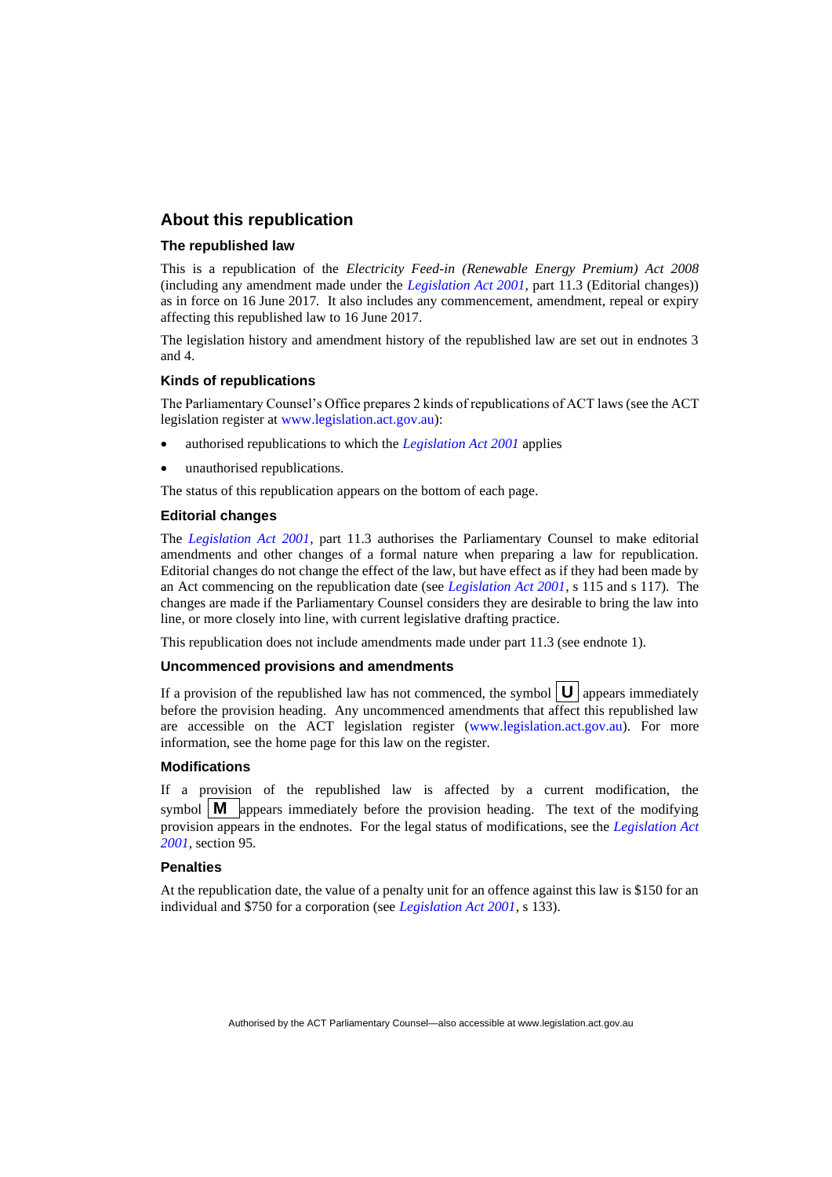## About this republication

### The republished law

This is a republication of the *Electricity Feed-in (Renewable Energy Premium) Act 2008* (including any amendment made under the *Legislation Act 2001*, part 11.3 (Editorial changes)) as in force on 16 June 2017. It also includes any commencement, amendment, repeal or expiry affecting this republished law to 16 June 2017.

The legislation history and amendment history of the republished law are set out in endnotes 3 and 4.

### Kinds of republications

The Parliamentary Counsel's Office prepares 2 kinds of republications of ACT laws (see the ACT legislation register at www.legislation.act.gov.au):

- authorised republications to which the *Legislation Act 2001* applies
- unauthorised republications.

The status of this republication appears on the bottom of each page.

### Editorial changes

The *Legislation Act 2001*, part 11.3 authorises the Parliamentary Counsel to make editorial amendments and other changes of a formal nature when preparing a law for republication. Editorial changes do not change the effect of the law, but have effect as if they had been made by an Act commencing on the republication date (see *Legislation Act 2001*, s 115 and s 117). The changes are made if the Parliamentary Counsel considers they are desirable to bring the law into line, or more closely into line, with current legislative drafting practice.

This republication does not include amendments made under part 11.3 (see endnote 1).

### Uncommenced provisions and amendments

If a provision of the republished law has not commenced, the symbol **U** appears immediately before the provision heading. Any uncommenced amendments that affect this republished law are accessible on the ACT legislation register (www.legislation.act.gov.au). For more information, see the home page for this law on the register.

### Modifications

If a provision of the republished law is affected by a current modification, the symbol **M** appears immediately before the provision heading. The text of the modifying provision appears in the endnotes. For the legal status of modifications, see the *Legislation Act 2001*, section 95.

### Penalties

At the republication date, the value of a penalty unit for an offence against this law is $150 for an individual and $750 for a corporation (see *Legislation Act 2001*, s 133).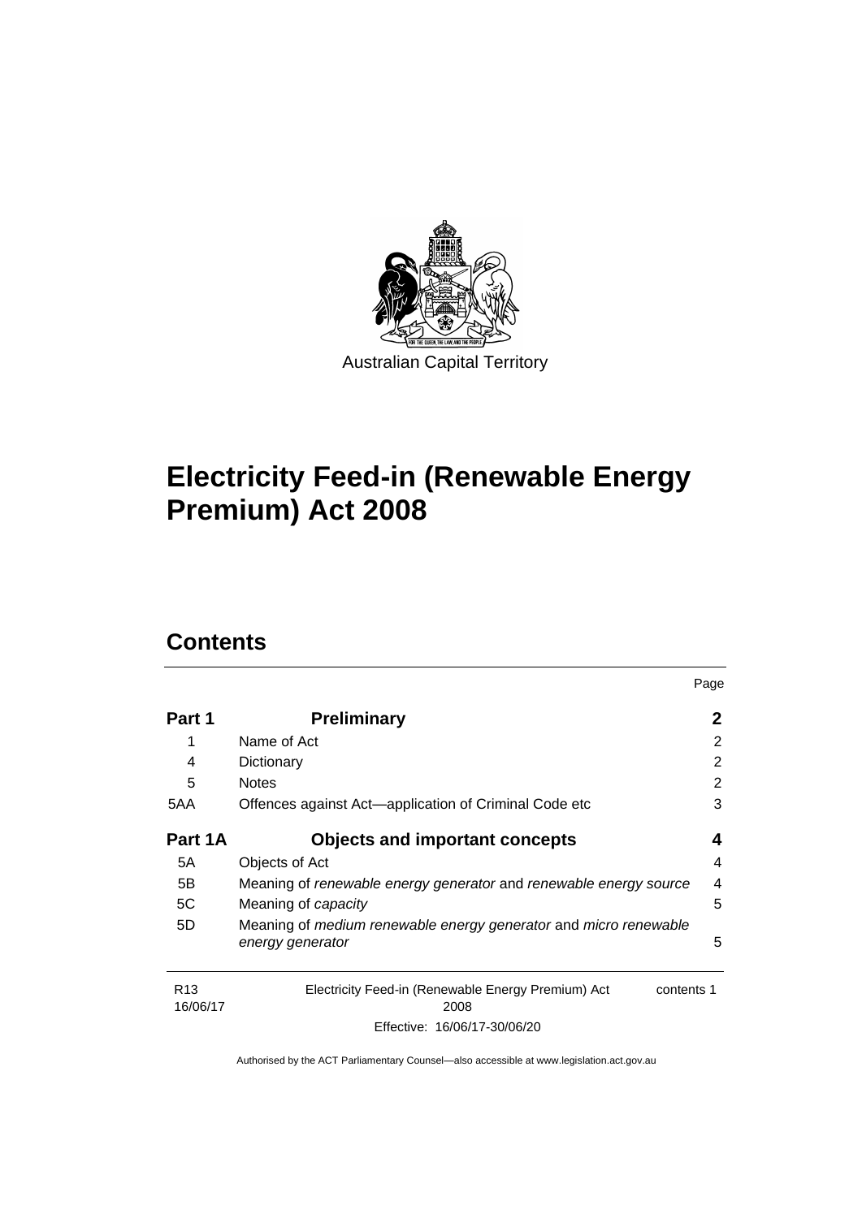Australian Capital Territory

# Electricity Feed-in (Renewable Energy Premium) Act 2008

## Contents

| | | Page |
|---|---|---|
| **Part 1** | **Preliminary** | **2** |
| 1 | Name of Act | 2 |
| 4 | Dictionary | 2 |
| 5 | Notes | 2 |
| 5AA | Offences against Act—application of Criminal Code etc | 3 |
| **Part 1A** | **Objects and important concepts** | **4** |
| 5A | Objects of Act | 4 |
| 5B | Meaning of *renewable energy generator* and *renewable energy source* | 4 |
| 5C | Meaning of *capacity* | 5 |
| 5D | Meaning of *medium renewable energy generator* and *micro renewable energy generator* | 5 |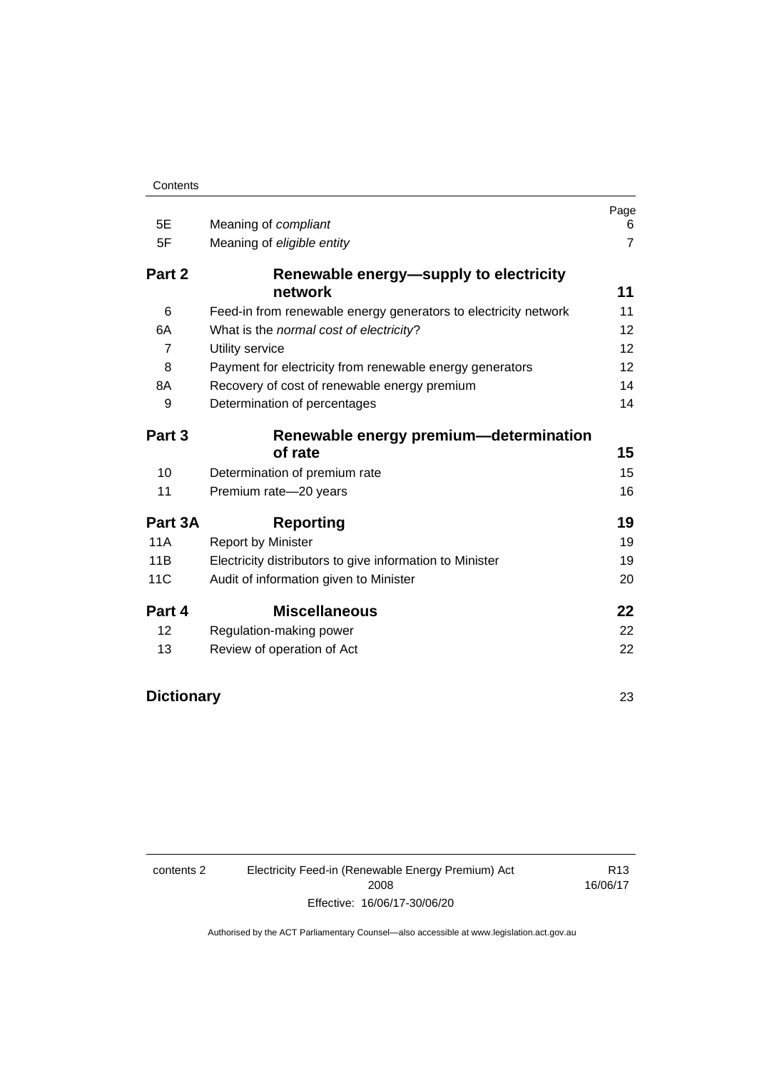Contents

| | | Page |
|---|---|---|
| 5E | Meaning of *compliant* | 6 |
| 5F | Meaning of *eligible entity* | 7 |
| **Part 2** | **Renewable energy—supply to electricity network** | **11** |
| 6 | Feed-in from renewable energy generators to electricity network | 11 |
| 6A | What is the *normal cost of electricity*? | 12 |
| 7 | Utility service | 12 |
| 8 | Payment for electricity from renewable energy generators | 12 |
| 8A | Recovery of cost of renewable energy premium | 14 |
| 9 | Determination of percentages | 14 |
| **Part 3** | **Renewable energy premium—determination of rate** | **15** |
| 10 | Determination of premium rate | 15 |
| 11 | Premium rate—20 years | 16 |
| **Part 3A** | **Reporting** | **19** |
| 11A | Report by Minister | 19 |
| 11B | Electricity distributors to give information to Minister | 19 |
| 11C | Audit of information given to Minister | 20 |
| **Part 4** | **Miscellaneous** | **22** |
| 12 | Regulation-making power | 22 |
| 13 | Review of operation of Act | 22 |
| **Dictionary** | | 23 |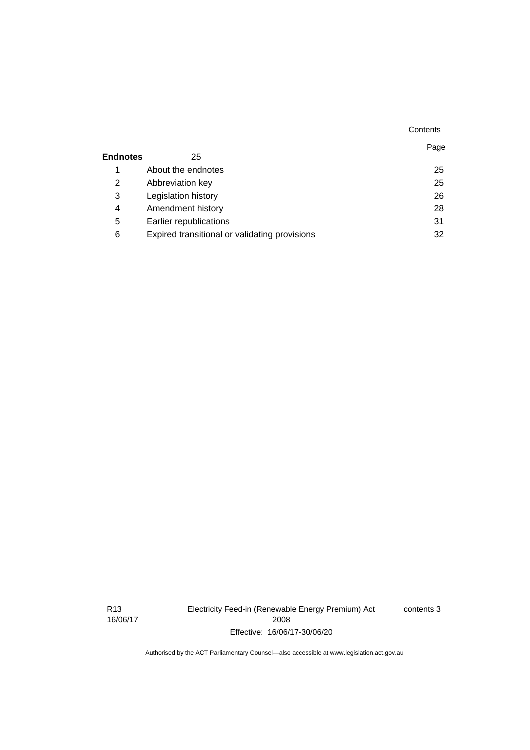| | | Page |
|---|---|---|
| **Endnotes** | 25 | |
| 1 | About the endnotes | 25 |
| 2 | Abbreviation key | 25 |
| 3 | Legislation history | 26 |
| 4 | Amendment history | 28 |
| 5 | Earlier republications | 31 |
| 6 | Expired transitional or validating provisions | 32 |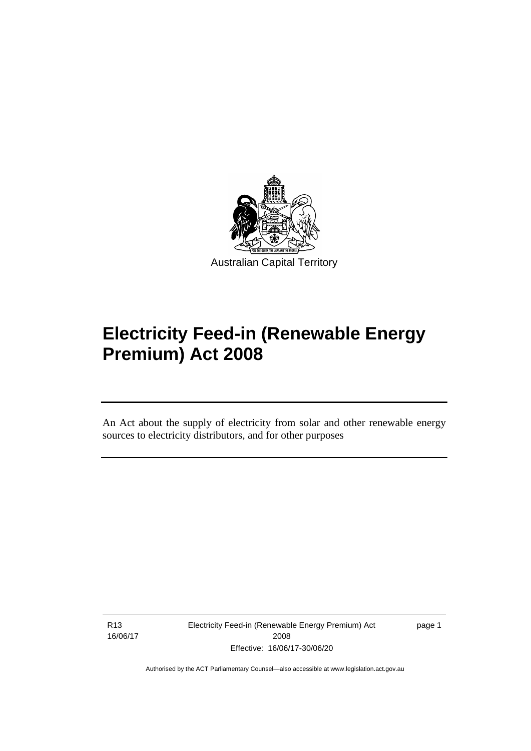Australian Capital Territory

# Electricity Feed-in (Renewable Energy Premium) Act 2008

An Act about the supply of electricity from solar and other renewable energy sources to electricity distributors, and for other purposes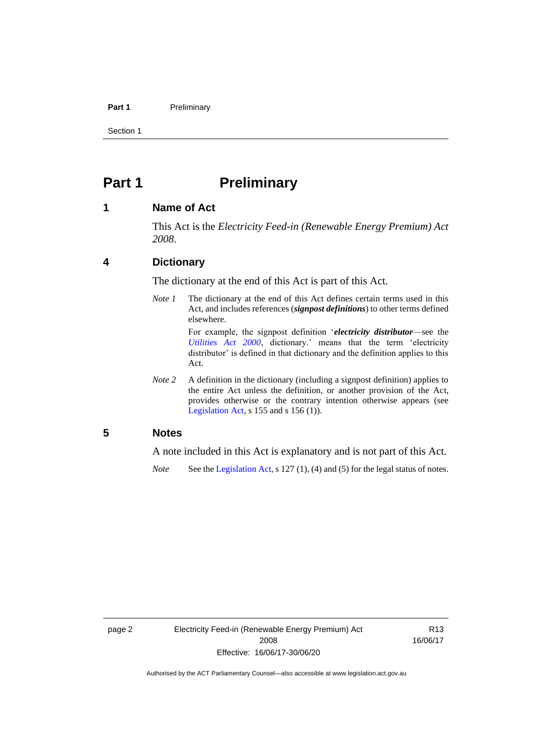# Part 1 Preliminary

## 1 Name of Act

This Act is the *Electricity Feed-in (Renewable Energy Premium) Act 2008*.

## 4 Dictionary

The dictionary at the end of this Act is part of this Act.

*Note 1* The dictionary at the end of this Act defines certain terms used in this Act, and includes references (***signpost definitions***) to other terms defined elsewhere.

For example, the signpost definition '***electricity distributor***—see the *Utilities Act 2000*, dictionary.' means that the term 'electricity distributor' is defined in that dictionary and the definition applies to this Act.

*Note 2* A definition in the dictionary (including a signpost definition) applies to the entire Act unless the definition, or another provision of the Act, provides otherwise or the contrary intention otherwise appears (see Legislation Act, s 155 and s 156 (1)).

## 5 Notes

A note included in this Act is explanatory and is not part of this Act.

*Note* See the Legislation Act, s 127 (1), (4) and (5) for the legal status of notes.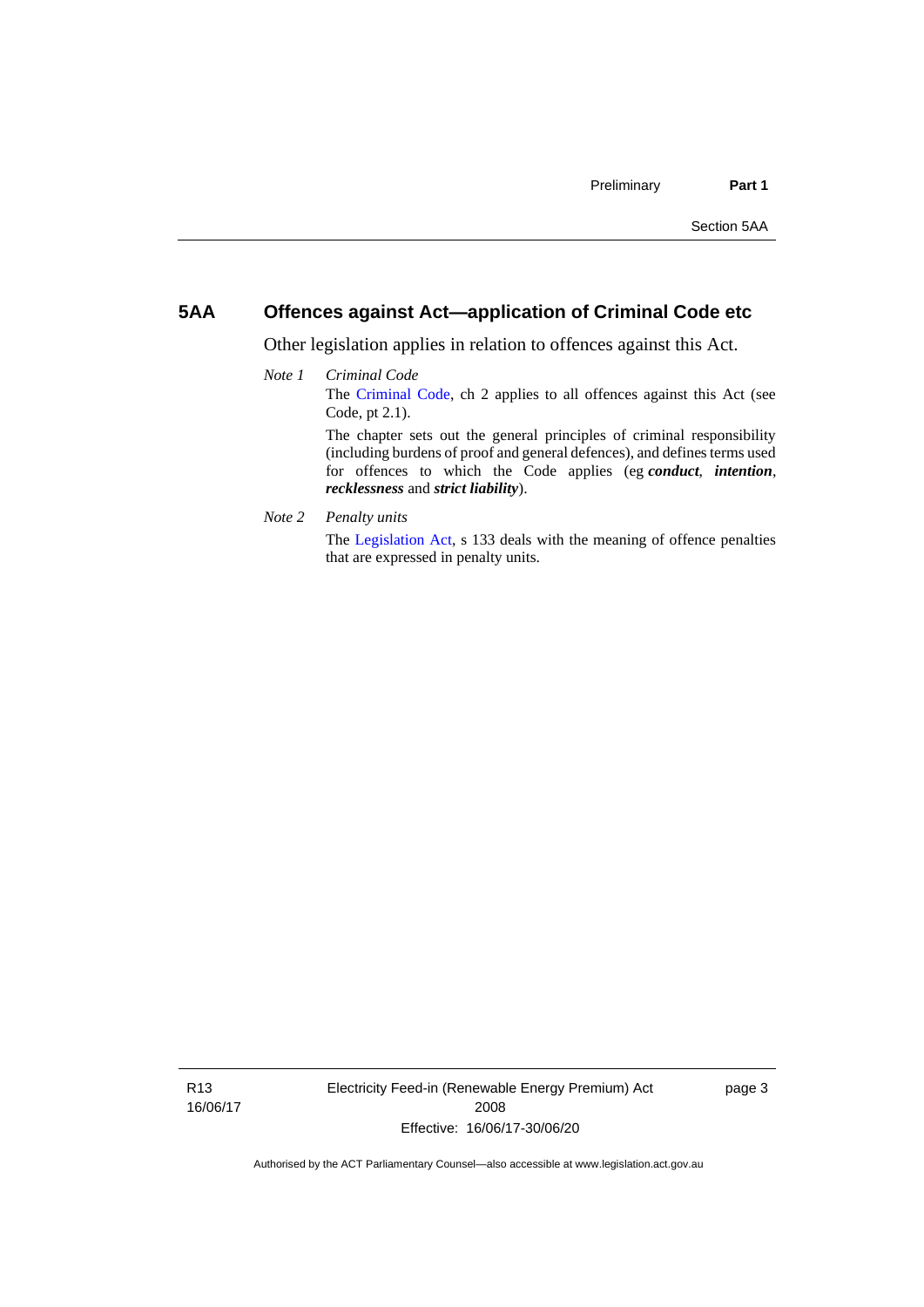## 5AA Offences against Act—application of Criminal Code etc

Other legislation applies in relation to offences against this Act.

*Note 1* *Criminal Code*

The Criminal Code, ch 2 applies to all offences against this Act (see Code, pt 2.1).

The chapter sets out the general principles of criminal responsibility (including burdens of proof and general defences), and defines terms used for offences to which the Code applies (eg ***conduct***, ***intention***, ***recklessness*** and ***strict liability***).

*Note 2* *Penalty units*

The Legislation Act, s 133 deals with the meaning of offence penalties that are expressed in penalty units.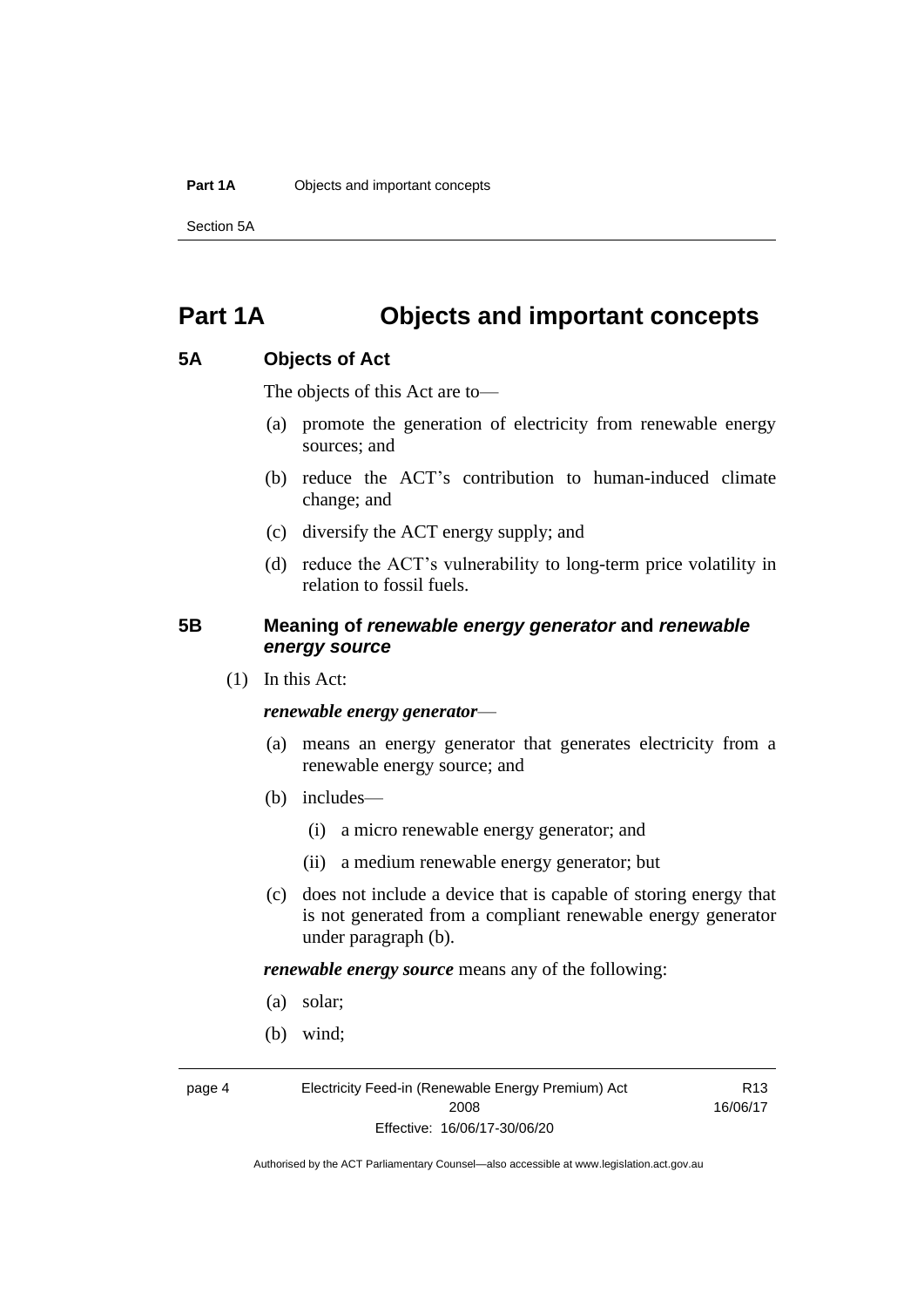# Part 1A Objects and important concepts

## 5A Objects of Act

The objects of this Act are to—

(a) promote the generation of electricity from renewable energy sources; and

(b) reduce the ACT's contribution to human-induced climate change; and

(c) diversify the ACT energy supply; and

(d) reduce the ACT's vulnerability to long-term price volatility in relation to fossil fuels.

## 5B Meaning of *renewable energy generator* and *renewable energy source*

(1) In this Act:

***renewable energy generator***—

(a) means an energy generator that generates electricity from a renewable energy source; and

(b) includes—

(i) a micro renewable energy generator; and

(ii) a medium renewable energy generator; but

(c) does not include a device that is capable of storing energy that is not generated from a compliant renewable energy generator under paragraph (b).

***renewable energy source*** means any of the following:

(a) solar;

(b) wind;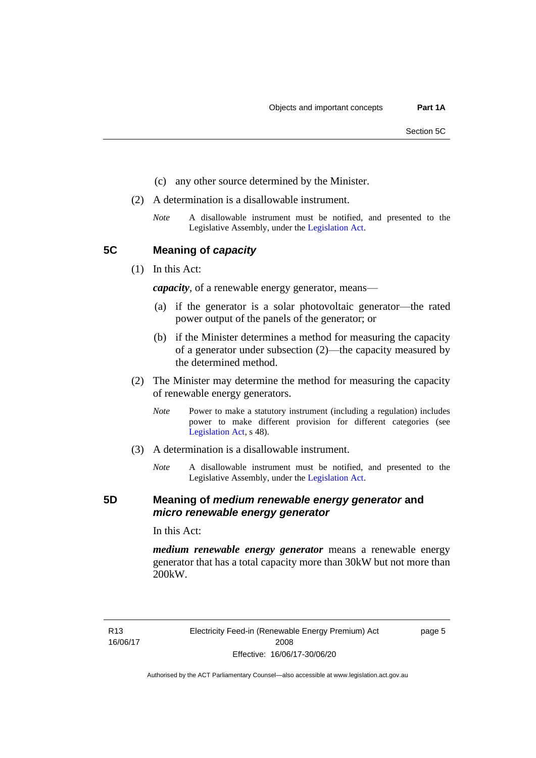(c) any other source determined by the Minister.

(2) A determination is a disallowable instrument.

*Note* A disallowable instrument must be notified, and presented to the Legislative Assembly, under the Legislation Act.

## 5C Meaning of *capacity*

(1) In this Act:

***capacity***, of a renewable energy generator, means—

(a) if the generator is a solar photovoltaic generator—the rated power output of the panels of the generator; or

(b) if the Minister determines a method for measuring the capacity of a generator under subsection (2)—the capacity measured by the determined method.

(2) The Minister may determine the method for measuring the capacity of renewable energy generators.

*Note* Power to make a statutory instrument (including a regulation) includes power to make different provision for different categories (see Legislation Act, s 48).

(3) A determination is a disallowable instrument.

*Note* A disallowable instrument must be notified, and presented to the Legislative Assembly, under the Legislation Act.

## 5D Meaning of *medium renewable energy generator* and *micro renewable energy generator*

In this Act:

***medium renewable energy generator*** means a renewable energy generator that has a total capacity more than 30kW but not more than 200kW.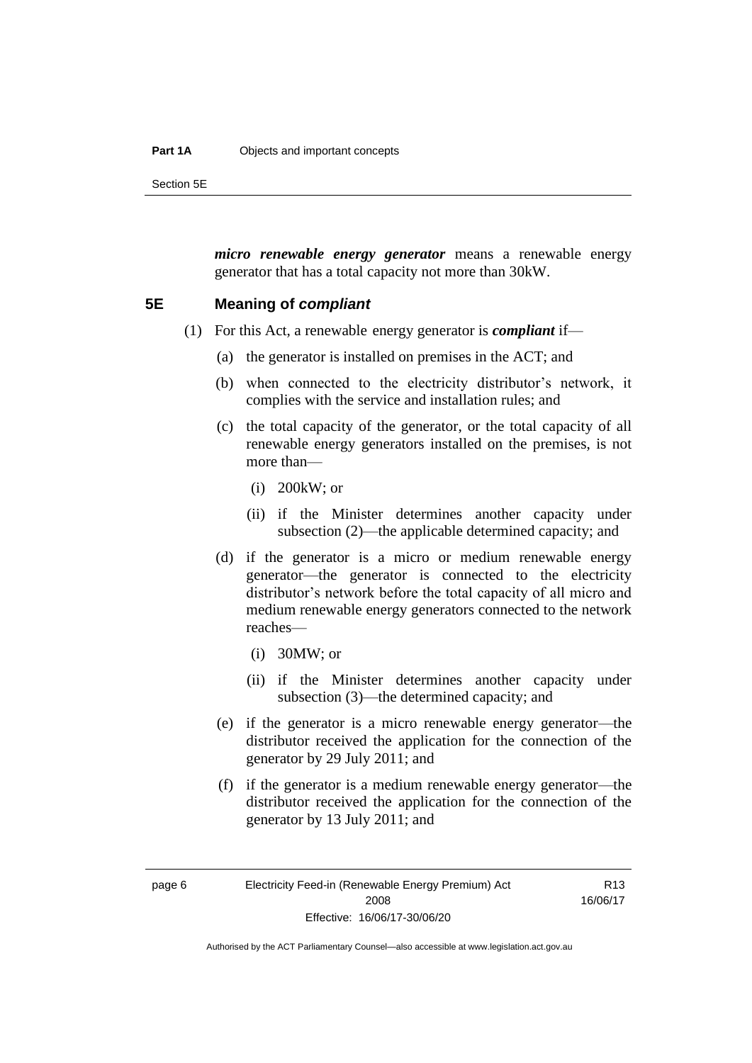***micro renewable energy generator*** means a renewable energy generator that has a total capacity not more than 30kW.

### 5E Meaning of *compliant*

(1) For this Act, a renewable energy generator is ***compliant*** if—

(a) the generator is installed on premises in the ACT; and

(b) when connected to the electricity distributor's network, it complies with the service and installation rules; and

(c) the total capacity of the generator, or the total capacity of all renewable energy generators installed on the premises, is not more than—

(i) 200kW; or

(ii) if the Minister determines another capacity under subsection (2)—the applicable determined capacity; and

(d) if the generator is a micro or medium renewable energy generator—the generator is connected to the electricity distributor's network before the total capacity of all micro and medium renewable energy generators connected to the network reaches—

(i) 30MW; or

(ii) if the Minister determines another capacity under subsection (3)—the determined capacity; and

(e) if the generator is a micro renewable energy generator—the distributor received the application for the connection of the generator by 29 July 2011; and

(f) if the generator is a medium renewable energy generator—the distributor received the application for the connection of the generator by 13 July 2011; and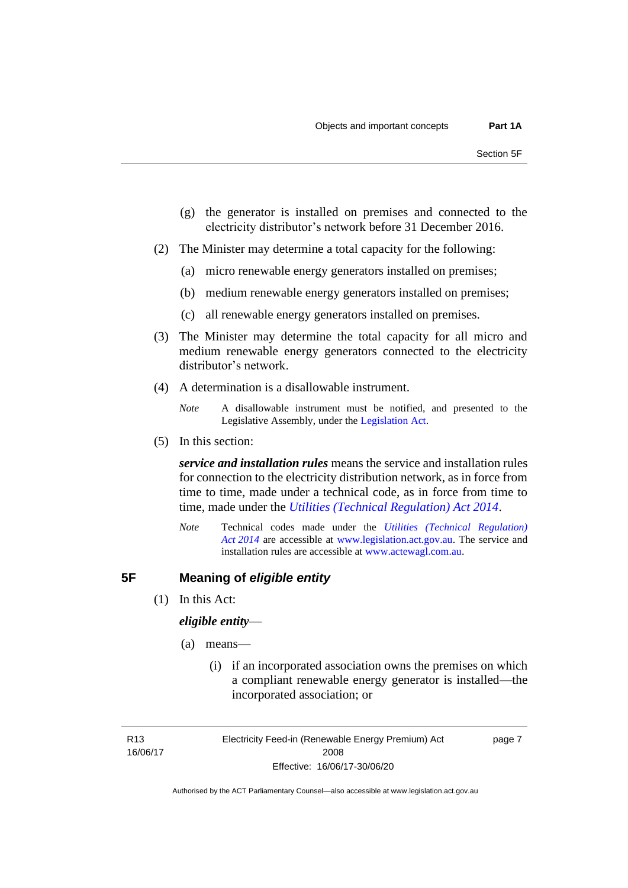(g) the generator is installed on premises and connected to the electricity distributor's network before 31 December 2016.

(2) The Minister may determine a total capacity for the following:

(a) micro renewable energy generators installed on premises;

(b) medium renewable energy generators installed on premises;

(c) all renewable energy generators installed on premises.

(3) The Minister may determine the total capacity for all micro and medium renewable energy generators connected to the electricity distributor's network.

(4) A determination is a disallowable instrument.

*Note* A disallowable instrument must be notified, and presented to the Legislative Assembly, under the Legislation Act.

(5) In this section:

***service and installation rules*** means the service and installation rules for connection to the electricity distribution network, as in force from time to time, made under a technical code, as in force from time to time, made under the *Utilities (Technical Regulation) Act 2014*.

*Note* Technical codes made under the *Utilities (Technical Regulation) Act 2014* are accessible at www.legislation.act.gov.au. The service and installation rules are accessible at www.actewagl.com.au.

## 5F Meaning of *eligible entity*

(1) In this Act:

***eligible entity***—

(a) means—

(i) if an incorporated association owns the premises on which a compliant renewable energy generator is installed—the incorporated association; or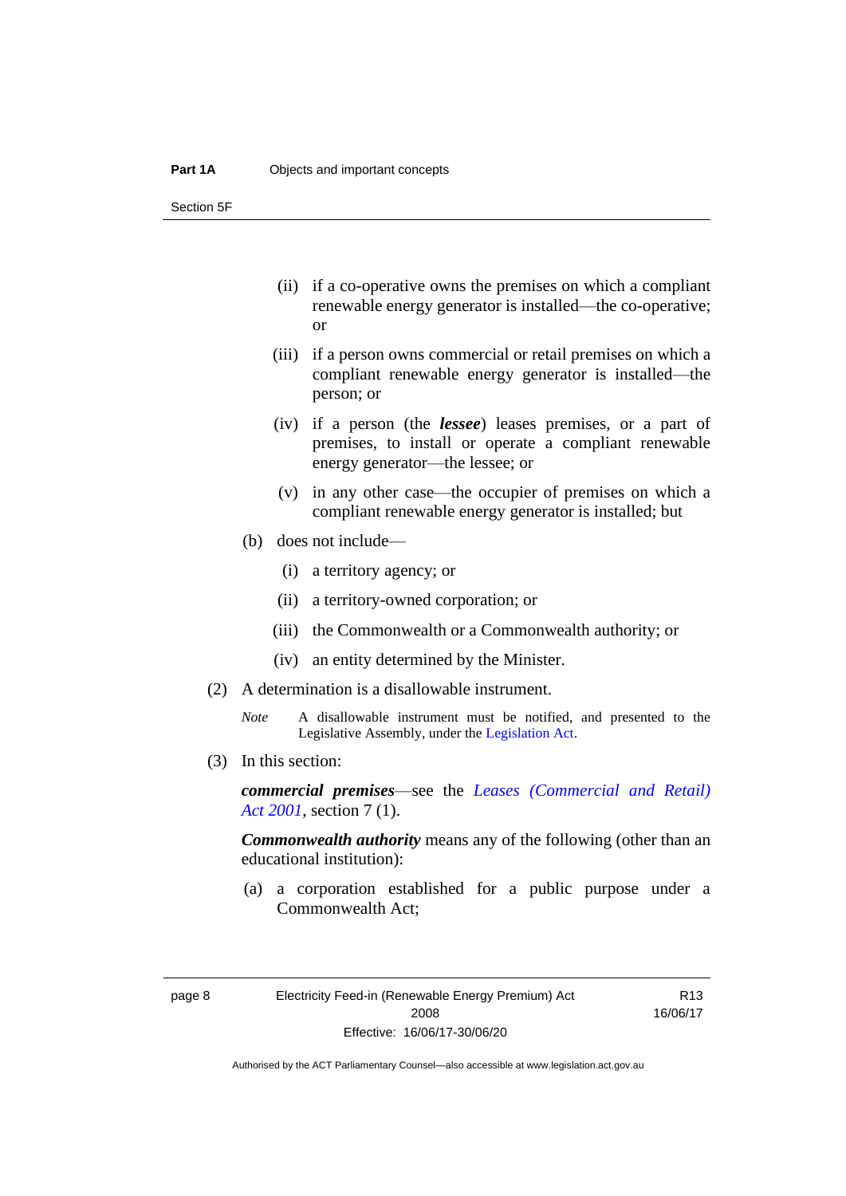(ii) if a co-operative owns the premises on which a compliant renewable energy generator is installed—the co-operative; or

(iii) if a person owns commercial or retail premises on which a compliant renewable energy generator is installed—the person; or

(iv) if a person (the ***lessee***) leases premises, or a part of premises, to install or operate a compliant renewable energy generator—the lessee; or

(v) in any other case—the occupier of premises on which a compliant renewable energy generator is installed; but

(b) does not include—

(i) a territory agency; or

(ii) a territory-owned corporation; or

(iii) the Commonwealth or a Commonwealth authority; or

(iv) an entity determined by the Minister.

(2) A determination is a disallowable instrument.

*Note* A disallowable instrument must be notified, and presented to the Legislative Assembly, under the Legislation Act.

(3) In this section:

***commercial premises***—see the *Leases (Commercial and Retail) Act 2001*, section 7 (1).

***Commonwealth authority*** means any of the following (other than an educational institution):

(a) a corporation established for a public purpose under a Commonwealth Act;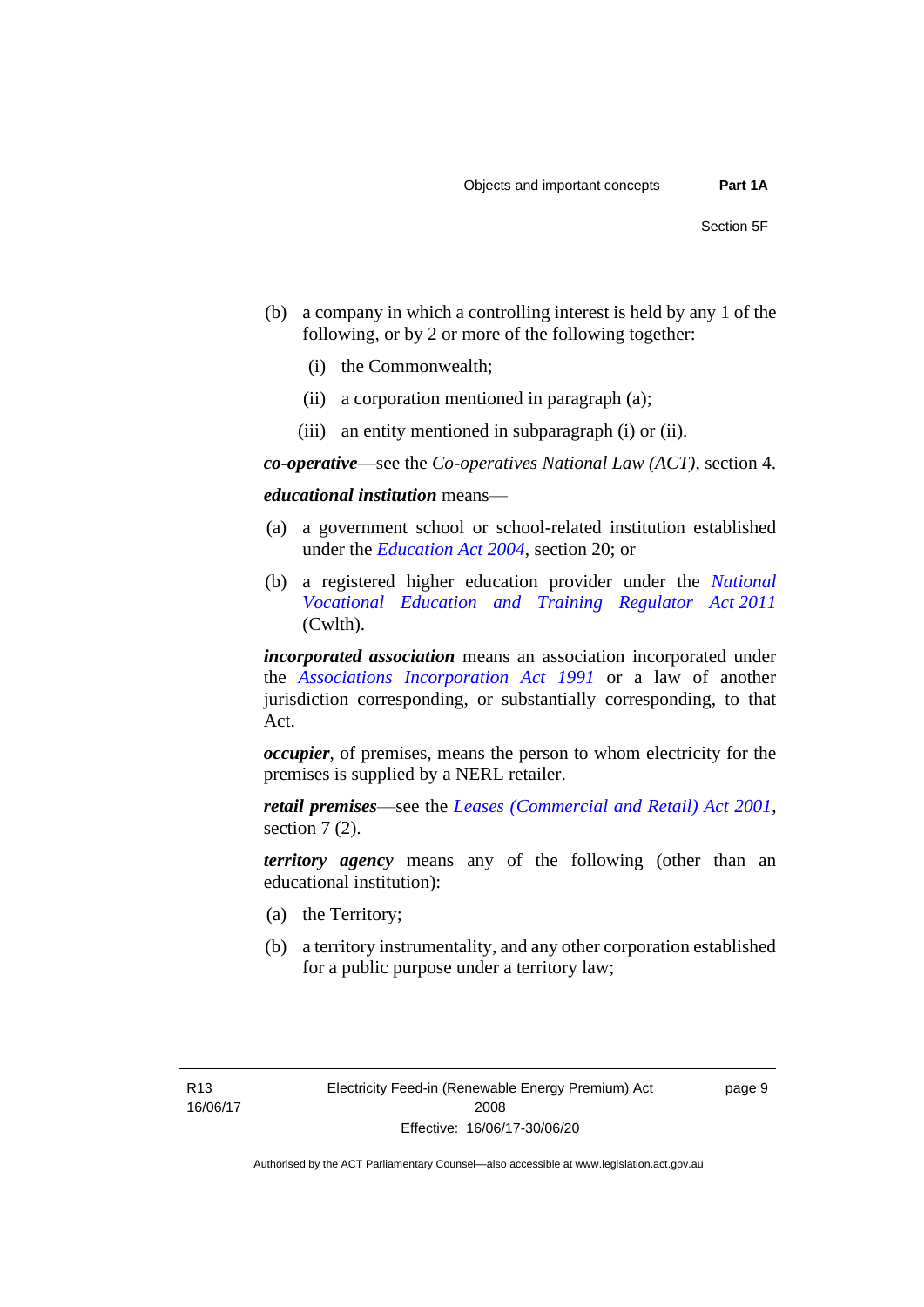(b) a company in which a controlling interest is held by any 1 of the following, or by 2 or more of the following together:

  (i) the Commonwealth;

  (ii) a corporation mentioned in paragraph (a);

  (iii) an entity mentioned in subparagraph (i) or (ii).

***co-operative***—see the *Co-operatives National Law (ACT)*, section 4.

***educational institution*** means—

(a) a government school or school-related institution established under the *Education Act 2004*, section 20; or

(b) a registered higher education provider under the *National Vocational Education and Training Regulator Act 2011* (Cwlth).

***incorporated association*** means an association incorporated under the *Associations Incorporation Act 1991* or a law of another jurisdiction corresponding, or substantially corresponding, to that Act.

***occupier***, of premises, means the person to whom electricity for the premises is supplied by a NERL retailer.

***retail premises***—see the *Leases (Commercial and Retail) Act 2001*, section 7 (2).

***territory agency*** means any of the following (other than an educational institution):

(a) the Territory;

(b) a territory instrumentality, and any other corporation established for a public purpose under a territory law;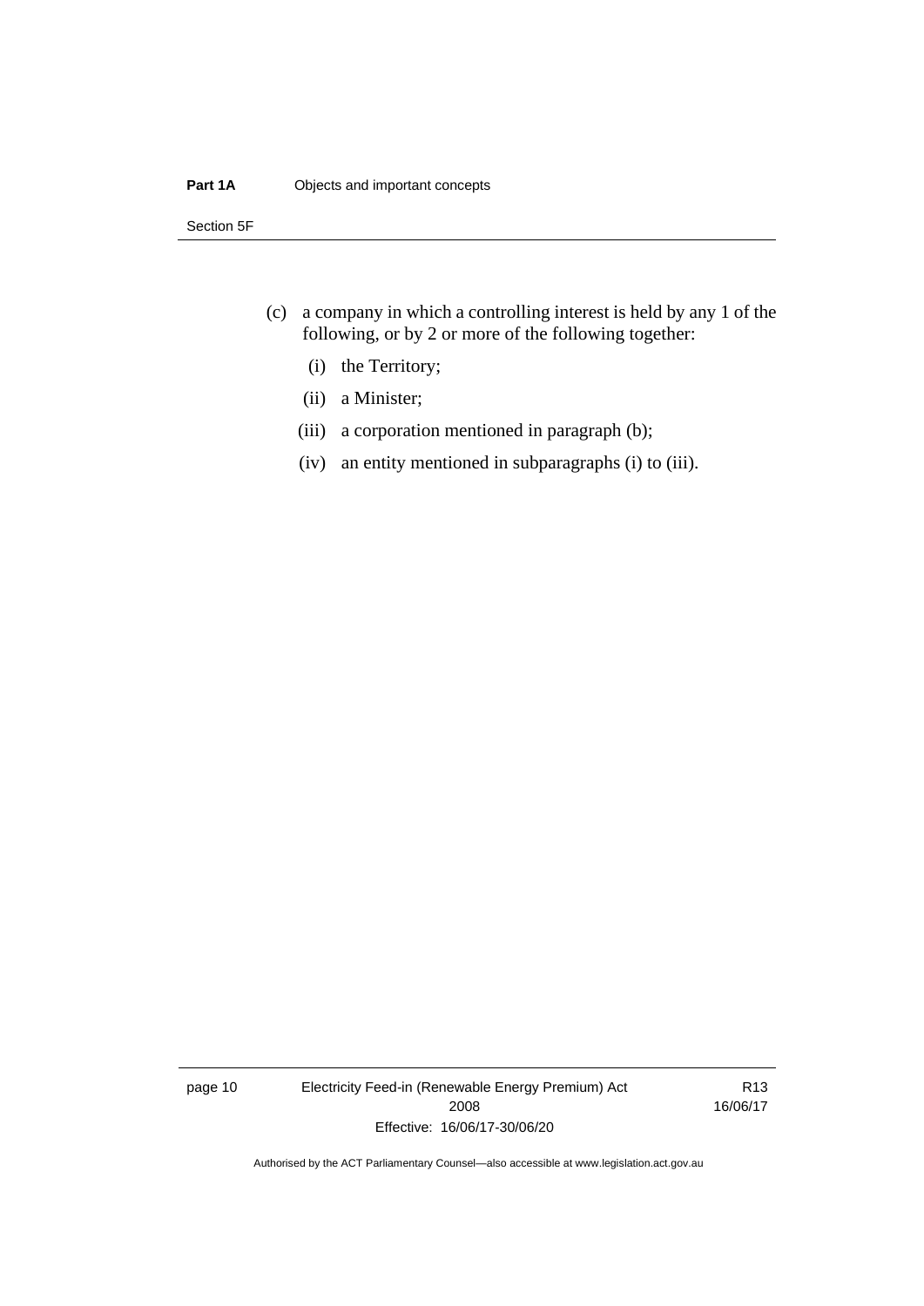(c) a company in which a controlling interest is held by any 1 of the following, or by 2 or more of the following together:

   (i) the Territory;

   (ii) a Minister;

   (iii) a corporation mentioned in paragraph (b);

   (iv) an entity mentioned in subparagraphs (i) to (iii).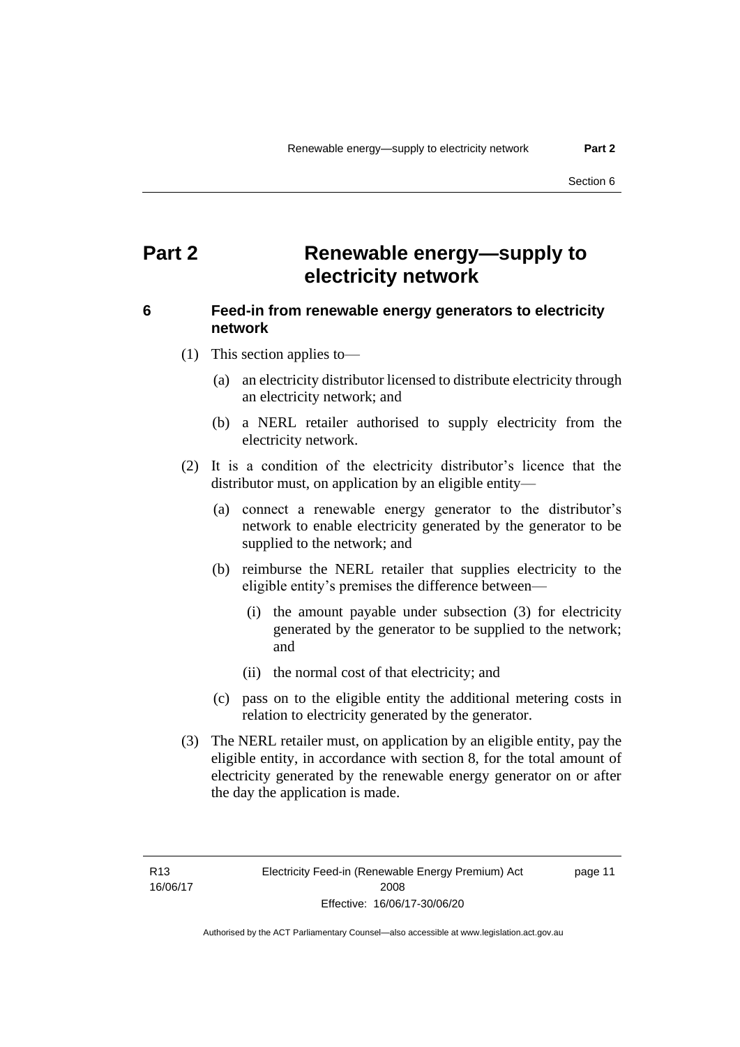# Part 2 Renewable energy—supply to electricity network

### 6 Feed-in from renewable energy generators to electricity network

(1) This section applies to—

(a) an electricity distributor licensed to distribute electricity through an electricity network; and

(b) a NERL retailer authorised to supply electricity from the electricity network.

(2) It is a condition of the electricity distributor's licence that the distributor must, on application by an eligible entity—

(a) connect a renewable energy generator to the distributor's network to enable electricity generated by the generator to be supplied to the network; and

(b) reimburse the NERL retailer that supplies electricity to the eligible entity's premises the difference between—

(i) the amount payable under subsection (3) for electricity generated by the generator to be supplied to the network; and

(ii) the normal cost of that electricity; and

(c) pass on to the eligible entity the additional metering costs in relation to electricity generated by the generator.

(3) The NERL retailer must, on application by an eligible entity, pay the eligible entity, in accordance with section 8, for the total amount of electricity generated by the renewable energy generator on or after the day the application is made.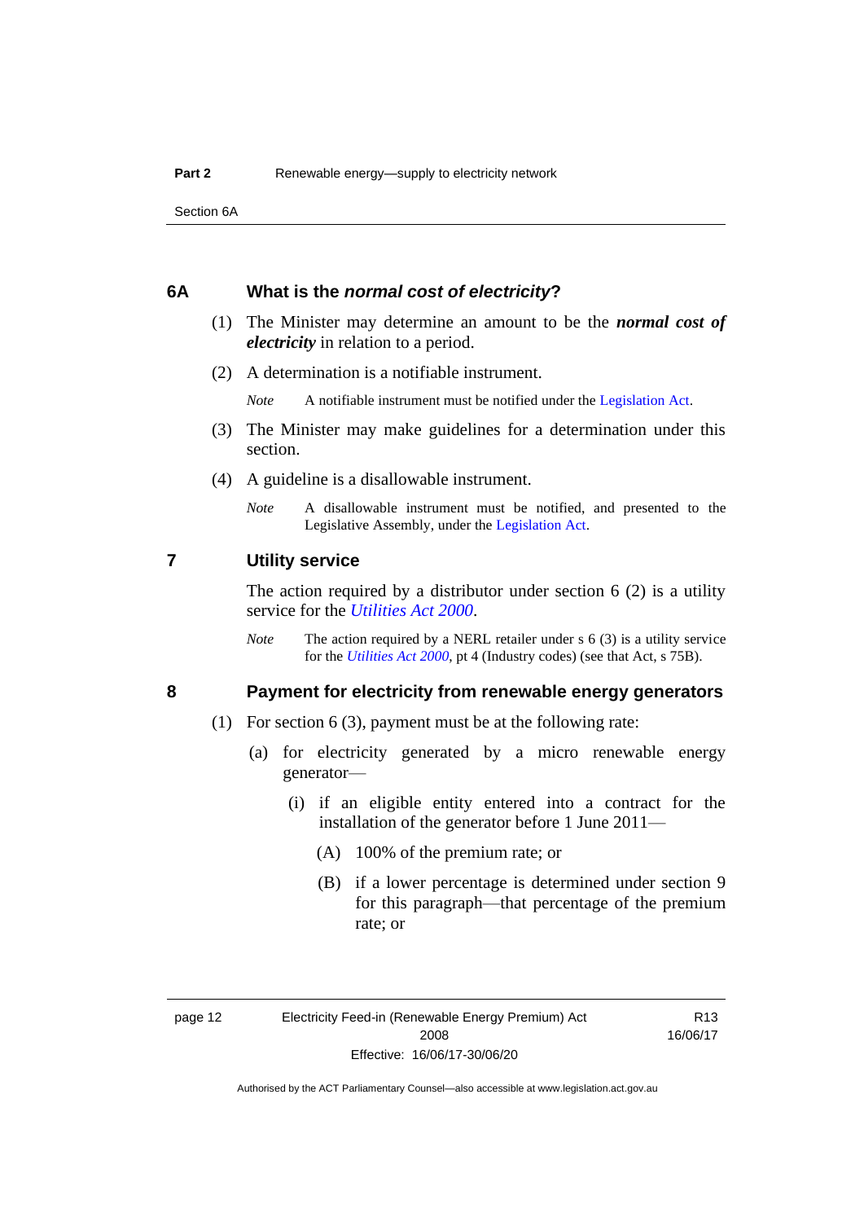## 6A What is the *normal cost of electricity*?

(1) The Minister may determine an amount to be the ***normal cost of electricity*** in relation to a period.

(2) A determination is a notifiable instrument.

*Note* A notifiable instrument must be notified under the Legislation Act.

(3) The Minister may make guidelines for a determination under this section.

(4) A guideline is a disallowable instrument.

*Note* A disallowable instrument must be notified, and presented to the Legislative Assembly, under the Legislation Act.

## 7 Utility service

The action required by a distributor under section 6 (2) is a utility service for the *Utilities Act 2000*.

*Note* The action required by a NERL retailer under s 6 (3) is a utility service for the *Utilities Act 2000*, pt 4 (Industry codes) (see that Act, s 75B).

## 8 Payment for electricity from renewable energy generators

(1) For section 6 (3), payment must be at the following rate:

(a) for electricity generated by a micro renewable energy generator—

(i) if an eligible entity entered into a contract for the installation of the generator before 1 June 2011—

(A) 100% of the premium rate; or

(B) if a lower percentage is determined under section 9 for this paragraph—that percentage of the premium rate; or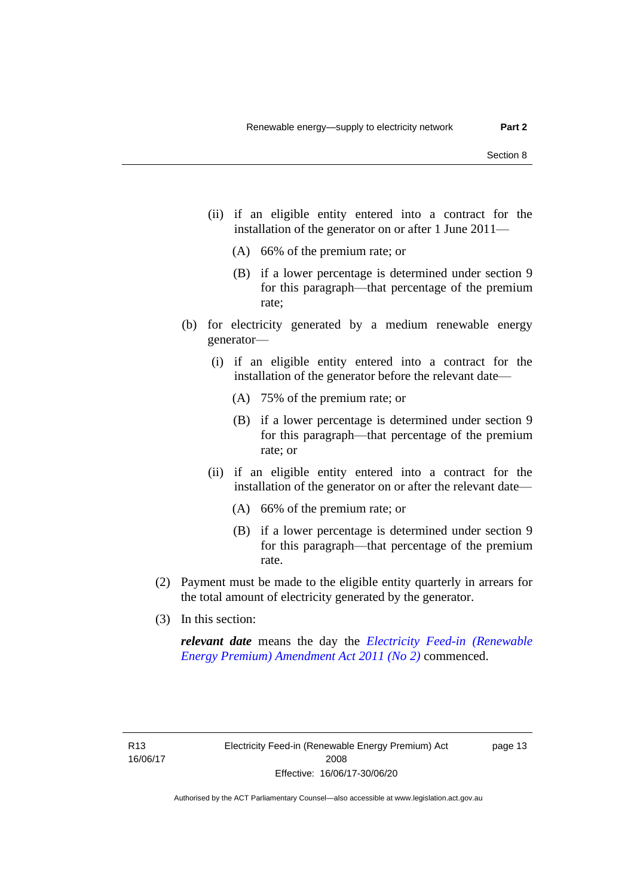(ii) if an eligible entity entered into a contract for the installation of the generator on or after 1 June 2011—

(A) 66% of the premium rate; or

(B) if a lower percentage is determined under section 9 for this paragraph—that percentage of the premium rate;

(b) for electricity generated by a medium renewable energy generator—

(i) if an eligible entity entered into a contract for the installation of the generator before the relevant date—

(A) 75% of the premium rate; or

(B) if a lower percentage is determined under section 9 for this paragraph—that percentage of the premium rate; or

(ii) if an eligible entity entered into a contract for the installation of the generator on or after the relevant date—

(A) 66% of the premium rate; or

(B) if a lower percentage is determined under section 9 for this paragraph—that percentage of the premium rate.

(2) Payment must be made to the eligible entity quarterly in arrears for the total amount of electricity generated by the generator.

(3) In this section:

***relevant date*** means the day the *Electricity Feed-in (Renewable Energy Premium) Amendment Act 2011 (No 2)* commenced.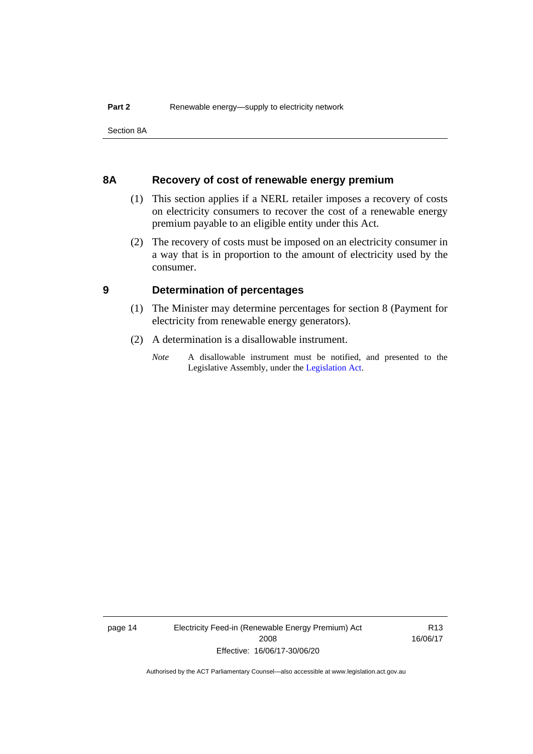## 8A Recovery of cost of renewable energy premium

(1) This section applies if a NERL retailer imposes a recovery of costs on electricity consumers to recover the cost of a renewable energy premium payable to an eligible entity under this Act.

(2) The recovery of costs must be imposed on an electricity consumer in a way that is in proportion to the amount of electricity used by the consumer.

## 9 Determination of percentages

(1) The Minister may determine percentages for section 8 (Payment for electricity from renewable energy generators).

(2) A determination is a disallowable instrument.

*Note* A disallowable instrument must be notified, and presented to the Legislative Assembly, under the Legislation Act.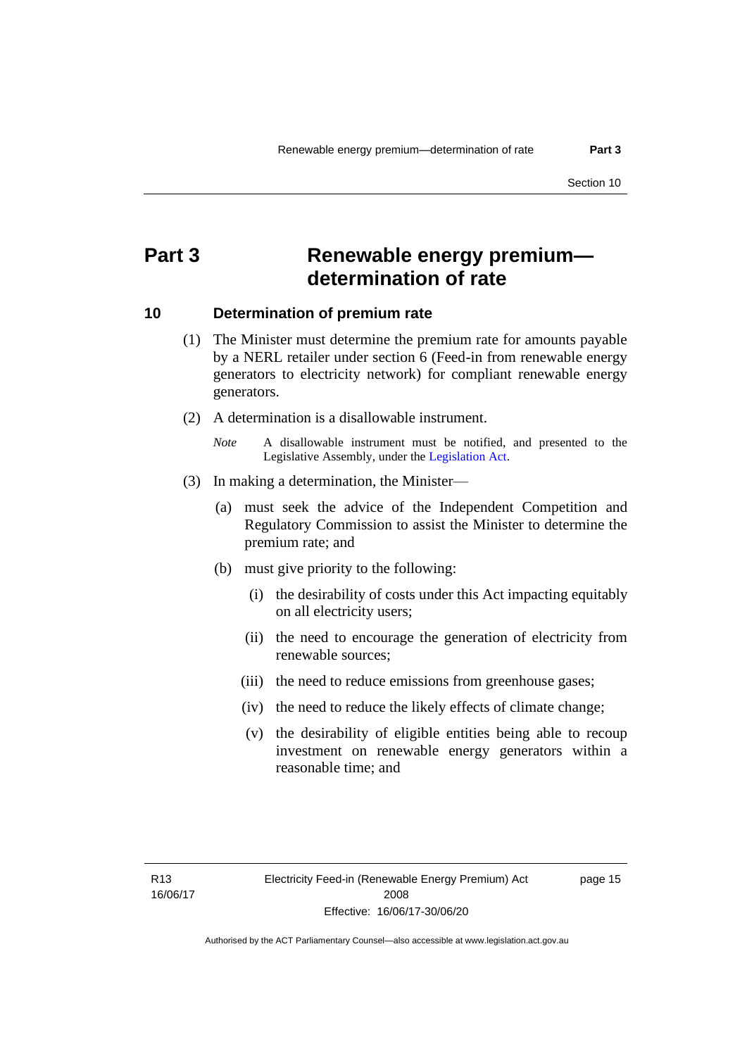# Part 3 Renewable energy premium—determination of rate

## 10 Determination of premium rate

(1) The Minister must determine the premium rate for amounts payable by a NERL retailer under section 6 (Feed-in from renewable energy generators to electricity network) for compliant renewable energy generators.

(2) A determination is a disallowable instrument.

*Note* A disallowable instrument must be notified, and presented to the Legislative Assembly, under the Legislation Act.

(3) In making a determination, the Minister—

(a) must seek the advice of the Independent Competition and Regulatory Commission to assist the Minister to determine the premium rate; and

(b) must give priority to the following:

(i) the desirability of costs under this Act impacting equitably on all electricity users;

(ii) the need to encourage the generation of electricity from renewable sources;

(iii) the need to reduce emissions from greenhouse gases;

(iv) the need to reduce the likely effects of climate change;

(v) the desirability of eligible entities being able to recoup investment on renewable energy generators within a reasonable time; and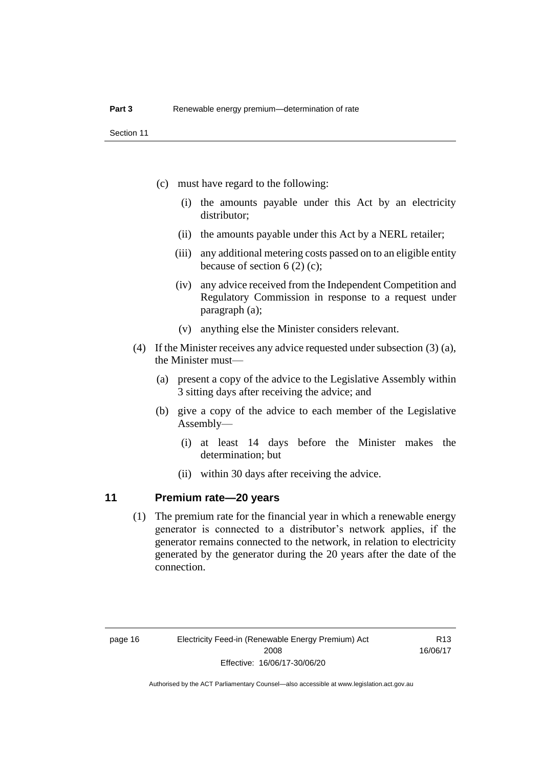(c) must have regard to the following:

(i) the amounts payable under this Act by an electricity distributor;

(ii) the amounts payable under this Act by a NERL retailer;

(iii) any additional metering costs passed on to an eligible entity because of section 6 (2) (c);

(iv) any advice received from the Independent Competition and Regulatory Commission in response to a request under paragraph (a);

(v) anything else the Minister considers relevant.

(4) If the Minister receives any advice requested under subsection (3) (a), the Minister must—

(a) present a copy of the advice to the Legislative Assembly within 3 sitting days after receiving the advice; and

(b) give a copy of the advice to each member of the Legislative Assembly—

(i) at least 14 days before the Minister makes the determination; but

(ii) within 30 days after receiving the advice.

## 11 Premium rate—20 years

(1) The premium rate for the financial year in which a renewable energy generator is connected to a distributor's network applies, if the generator remains connected to the network, in relation to electricity generated by the generator during the 20 years after the date of the connection.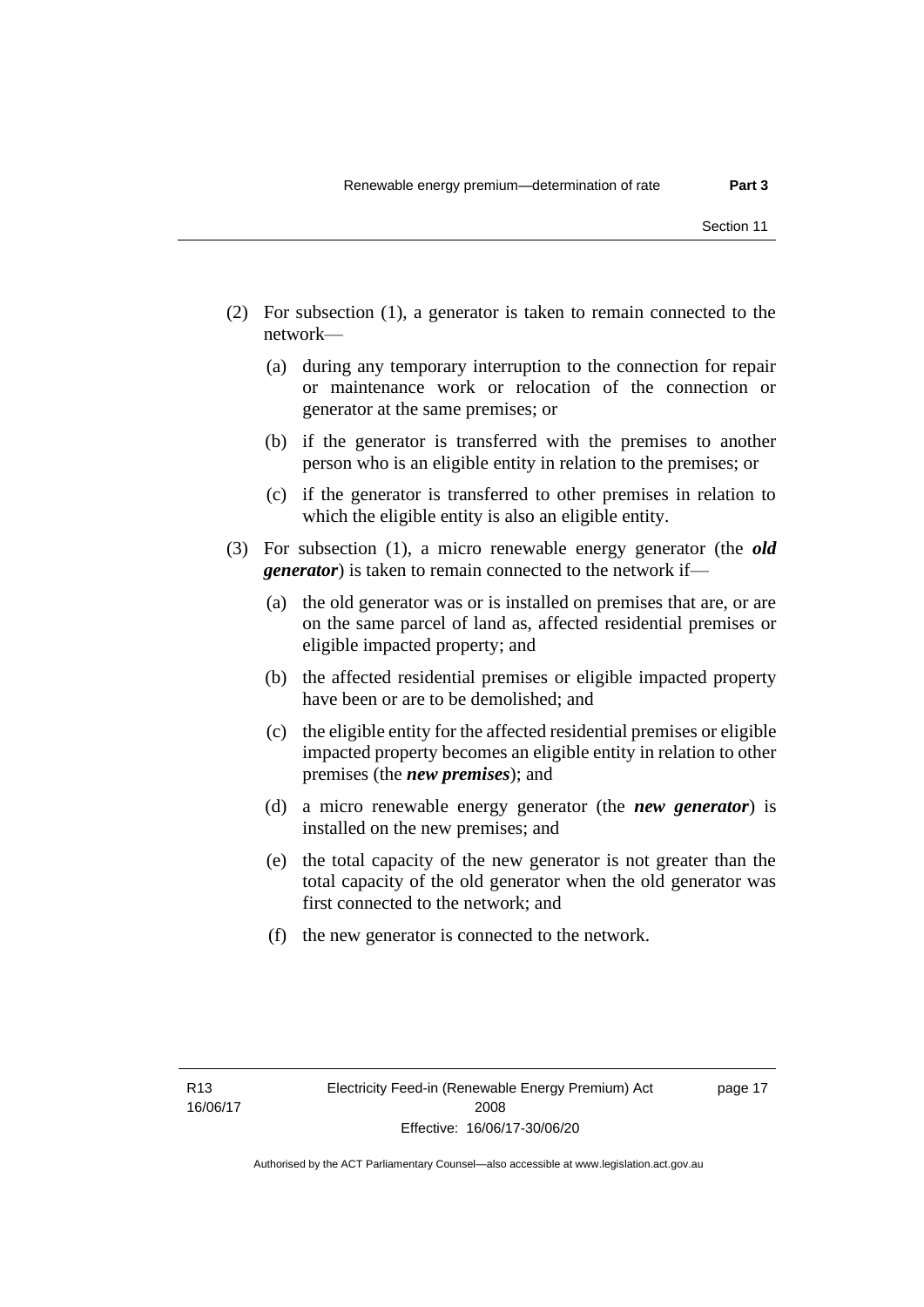(2) For subsection (1), a generator is taken to remain connected to the network—

(a) during any temporary interruption to the connection for repair or maintenance work or relocation of the connection or generator at the same premises; or

(b) if the generator is transferred with the premises to another person who is an eligible entity in relation to the premises; or

(c) if the generator is transferred to other premises in relation to which the eligible entity is also an eligible entity.

(3) For subsection (1), a micro renewable energy generator (the ***old generator***) is taken to remain connected to the network if—

(a) the old generator was or is installed on premises that are, or are on the same parcel of land as, affected residential premises or eligible impacted property; and

(b) the affected residential premises or eligible impacted property have been or are to be demolished; and

(c) the eligible entity for the affected residential premises or eligible impacted property becomes an eligible entity in relation to other premises (the ***new premises***); and

(d) a micro renewable energy generator (the ***new generator***) is installed on the new premises; and

(e) the total capacity of the new generator is not greater than the total capacity of the old generator when the old generator was first connected to the network; and

(f) the new generator is connected to the network.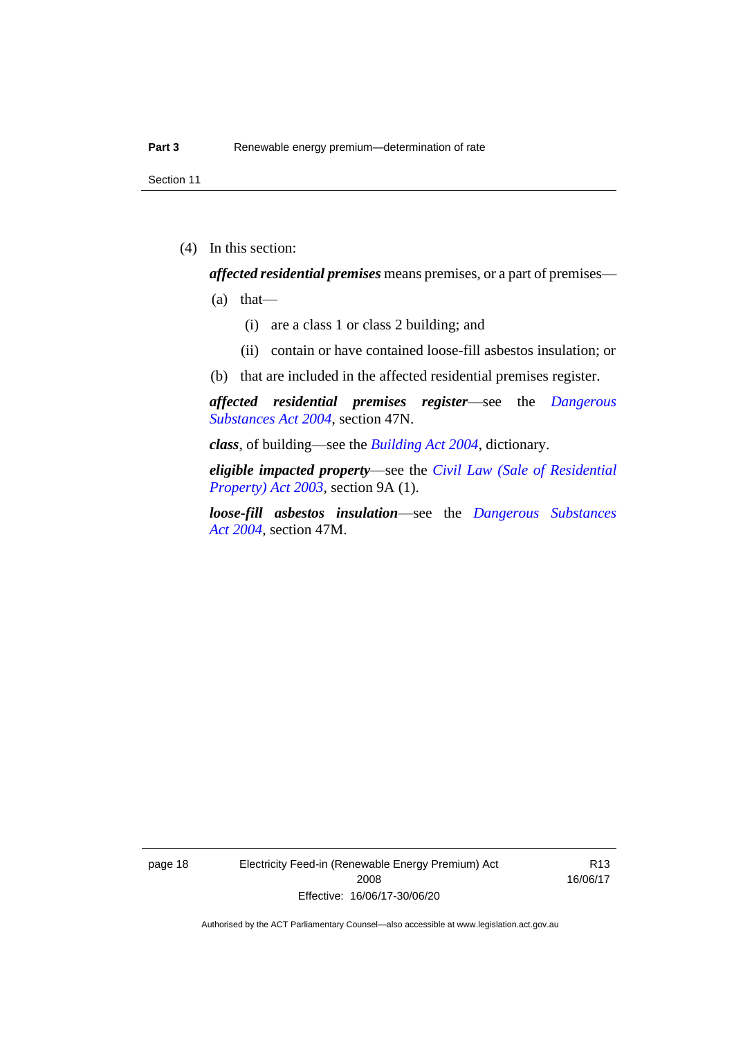(4) In this section:

***affected residential premises*** means premises, or a part of premises—

(a) that—

(i) are a class 1 or class 2 building; and

(ii) contain or have contained loose-fill asbestos insulation; or

(b) that are included in the affected residential premises register.

***affected residential premises register***—see the *Dangerous Substances Act 2004*, section 47N.

***class***, of building—see the *Building Act 2004*, dictionary.

***eligible impacted property***—see the *Civil Law (Sale of Residential Property) Act 2003*, section 9A (1).

***loose-fill asbestos insulation***—see the *Dangerous Substances Act 2004*, section 47M.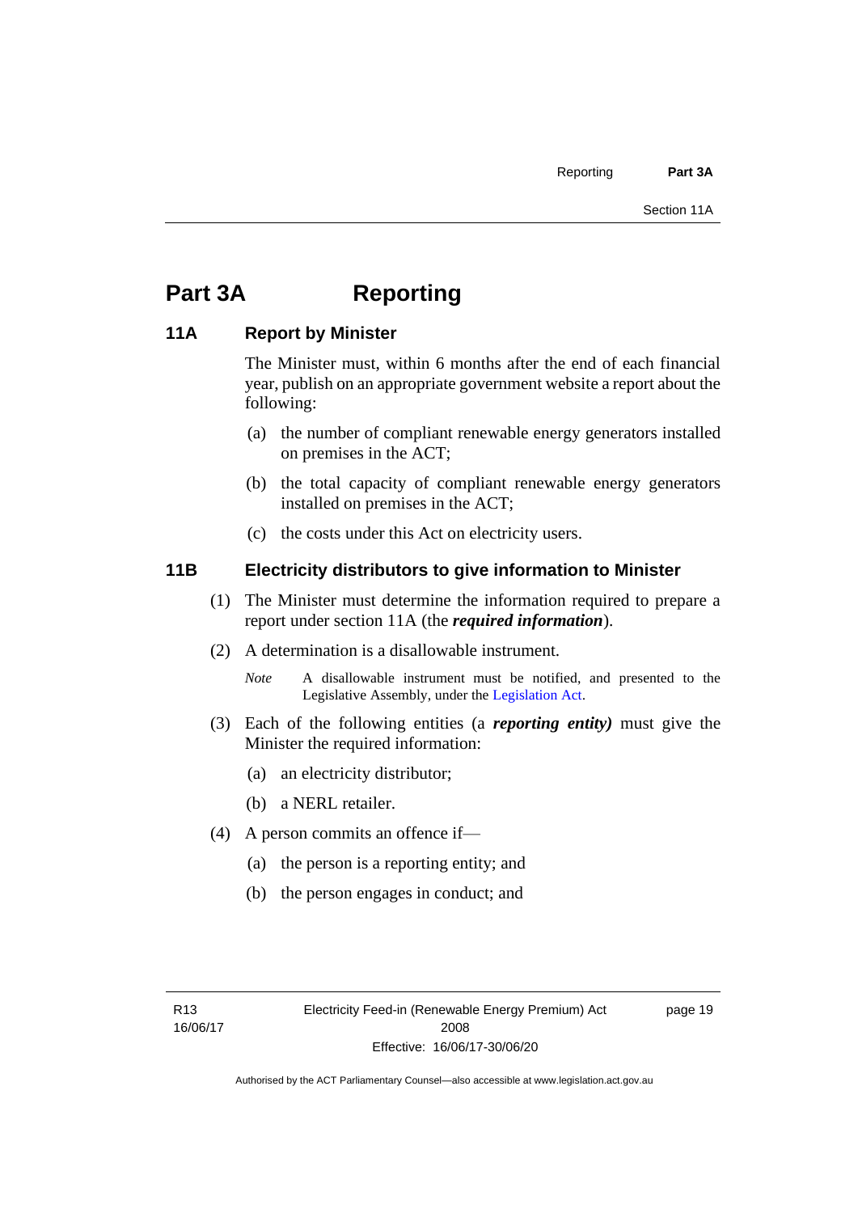# Part 3A Reporting

## 11A Report by Minister

The Minister must, within 6 months after the end of each financial year, publish on an appropriate government website a report about the following:

(a) the number of compliant renewable energy generators installed on premises in the ACT;

(b) the total capacity of compliant renewable energy generators installed on premises in the ACT;

(c) the costs under this Act on electricity users.

## 11B Electricity distributors to give information to Minister

(1) The Minister must determine the information required to prepare a report under section 11A (the ***required information***).

(2) A determination is a disallowable instrument.

*Note* A disallowable instrument must be notified, and presented to the Legislative Assembly, under the Legislation Act.

(3) Each of the following entities (a ***reporting entity)*** must give the Minister the required information:

(a) an electricity distributor;

(b) a NERL retailer.

(4) A person commits an offence if—

(a) the person is a reporting entity; and

(b) the person engages in conduct; and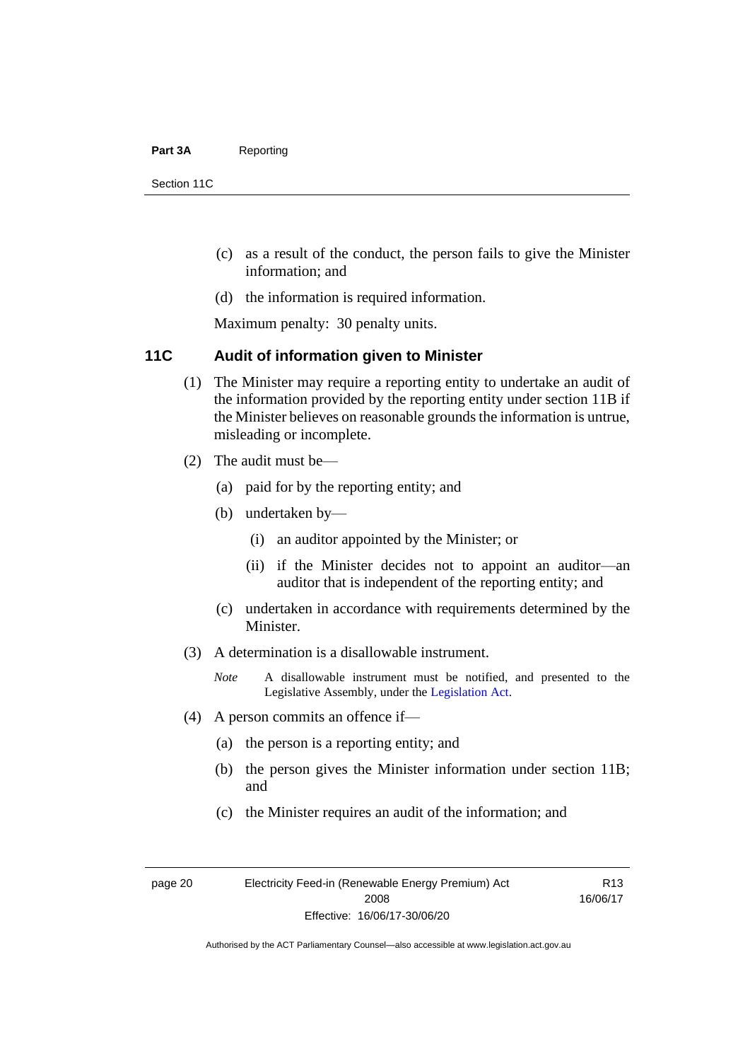(c) as a result of the conduct, the person fails to give the Minister information; and

(d) the information is required information.

Maximum penalty: 30 penalty units.

### 11C Audit of information given to Minister

(1) The Minister may require a reporting entity to undertake an audit of the information provided by the reporting entity under section 11B if the Minister believes on reasonable grounds the information is untrue, misleading or incomplete.

(2) The audit must be—

(a) paid for by the reporting entity; and

(b) undertaken by—

(i) an auditor appointed by the Minister; or

(ii) if the Minister decides not to appoint an auditor—an auditor that is independent of the reporting entity; and

(c) undertaken in accordance with requirements determined by the Minister.

(3) A determination is a disallowable instrument.

*Note* A disallowable instrument must be notified, and presented to the Legislative Assembly, under the Legislation Act.

(4) A person commits an offence if—

(a) the person is a reporting entity; and

(b) the person gives the Minister information under section 11B; and

(c) the Minister requires an audit of the information; and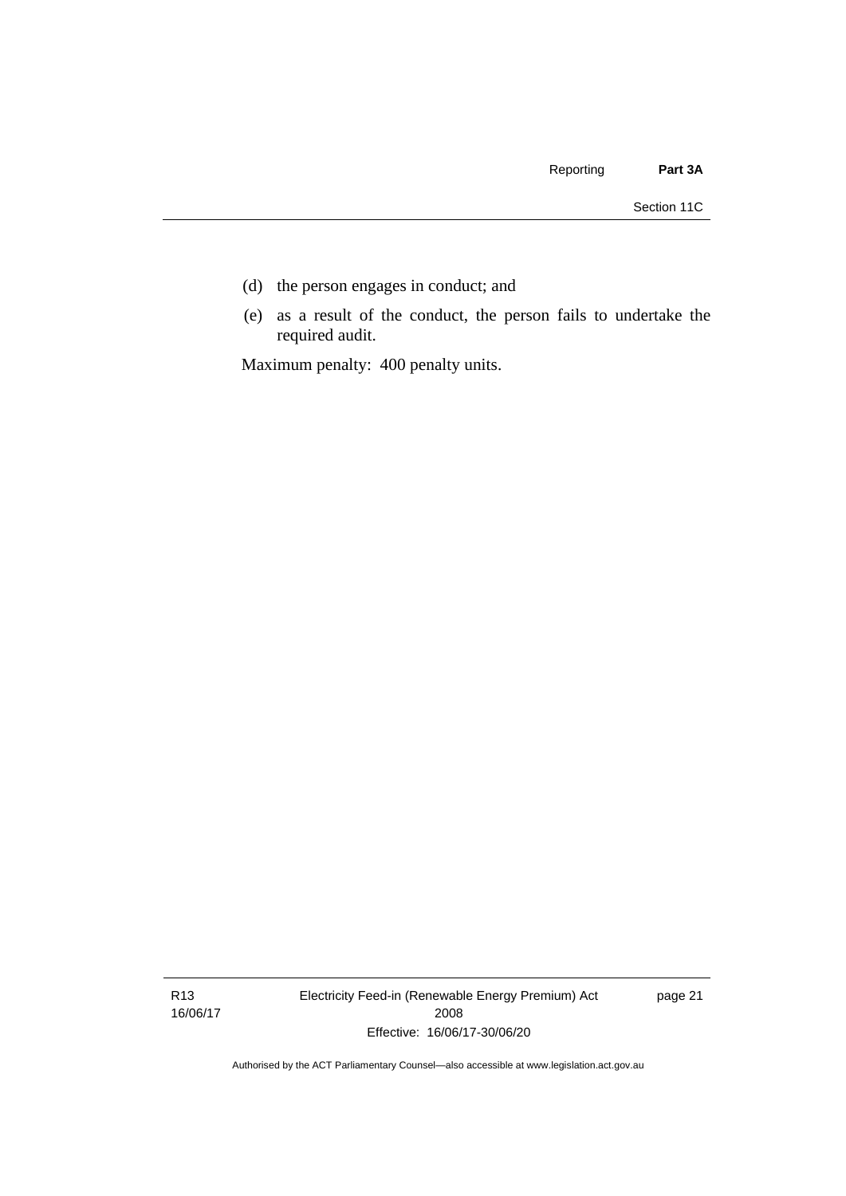(d) the person engages in conduct; and

(e) as a result of the conduct, the person fails to undertake the required audit.

Maximum penalty: 400 penalty units.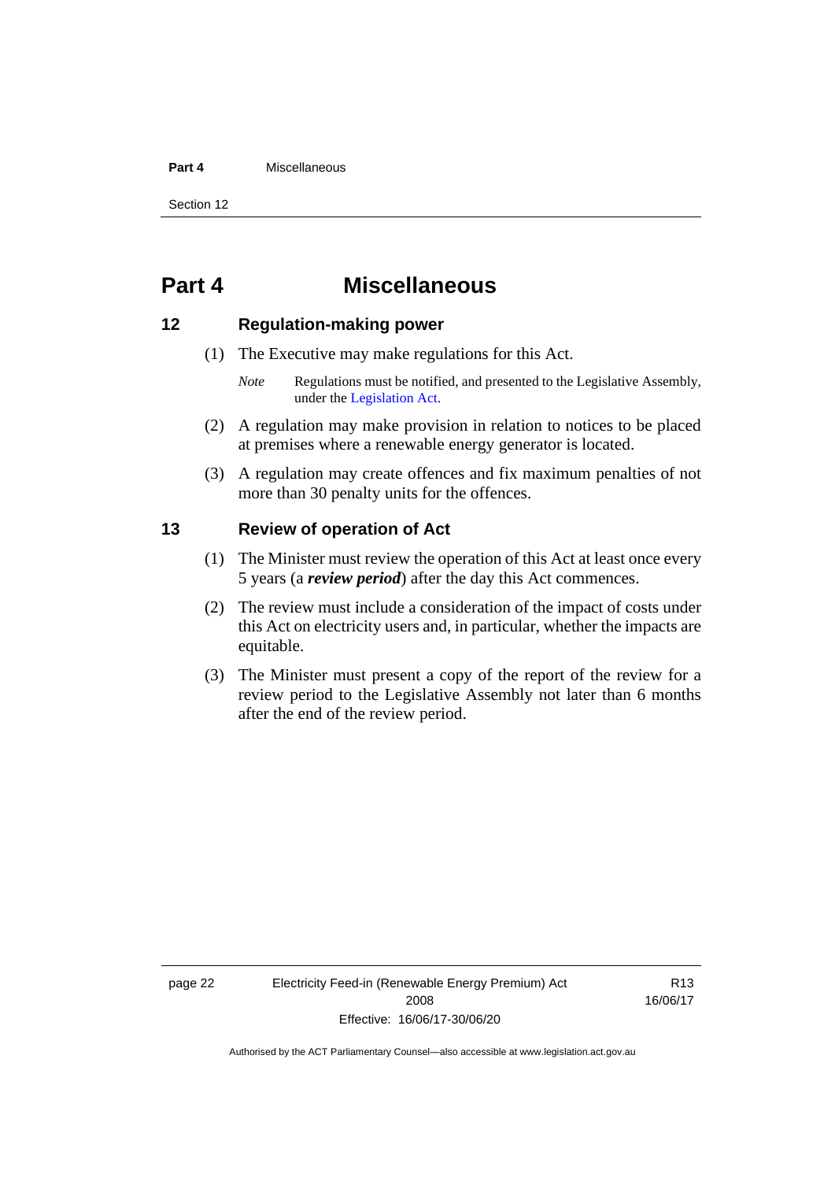# Part 4 Miscellaneous

## 12 Regulation-making power

(1) The Executive may make regulations for this Act.

*Note* Regulations must be notified, and presented to the Legislative Assembly, under the Legislation Act.

(2) A regulation may make provision in relation to notices to be placed at premises where a renewable energy generator is located.

(3) A regulation may create offences and fix maximum penalties of not more than 30 penalty units for the offences.

## 13 Review of operation of Act

(1) The Minister must review the operation of this Act at least once every 5 years (a ***review period***) after the day this Act commences.

(2) The review must include a consideration of the impact of costs under this Act on electricity users and, in particular, whether the impacts are equitable.

(3) The Minister must present a copy of the report of the review for a review period to the Legislative Assembly not later than 6 months after the end of the review period.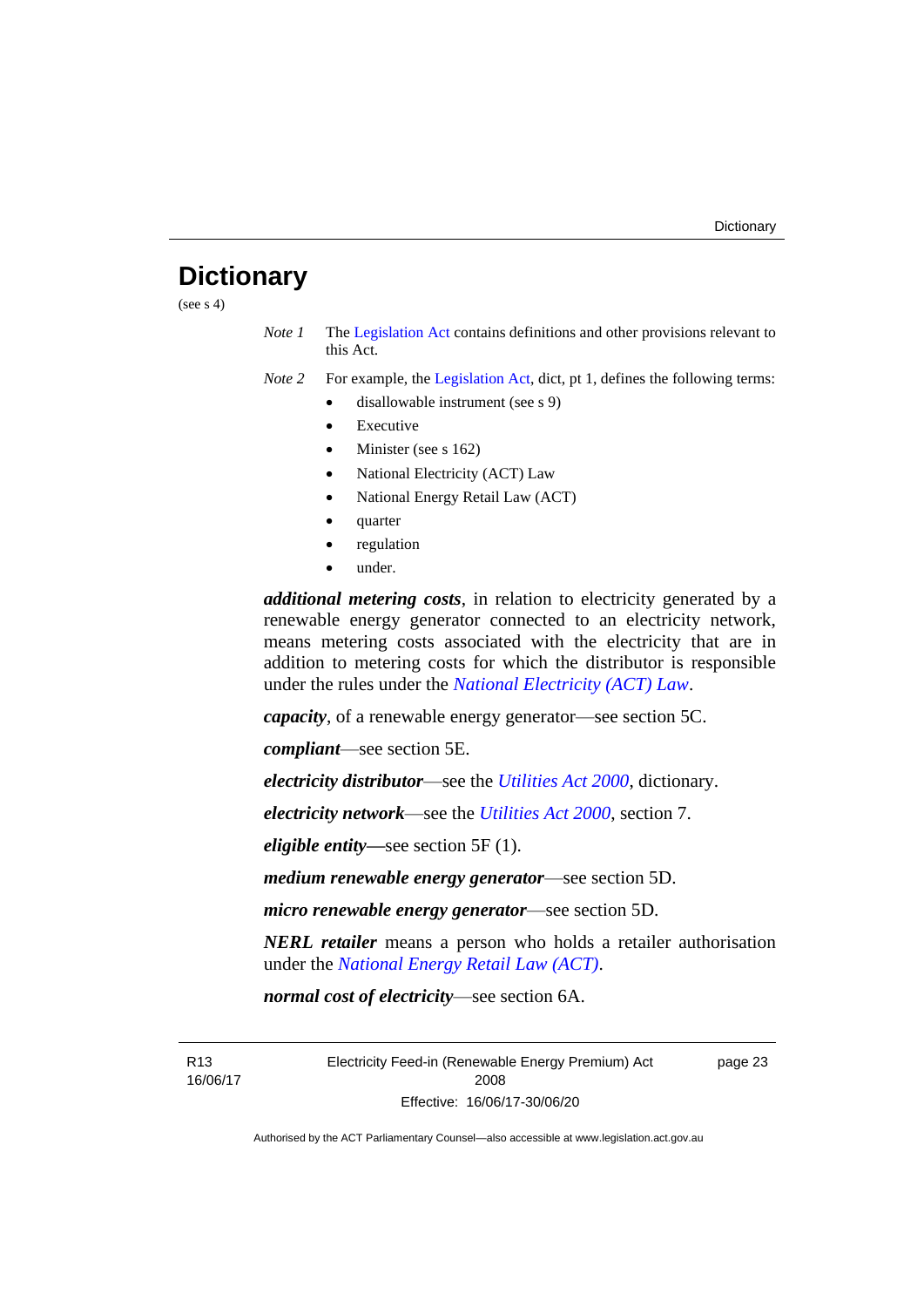# Dictionary

(see s 4)

*Note 1* The Legislation Act contains definitions and other provisions relevant to this Act.

*Note 2* For example, the Legislation Act, dict, pt 1, defines the following terms:

- disallowable instrument (see s 9)
- Executive
- Minister (see s 162)
- National Electricity (ACT) Law
- National Energy Retail Law (ACT)
- quarter
- regulation
- under.

***additional metering costs***, in relation to electricity generated by a renewable energy generator connected to an electricity network, means metering costs associated with the electricity that are in addition to metering costs for which the distributor is responsible under the rules under the *National Electricity (ACT) Law*.

***capacity***, of a renewable energy generator—see section 5C.

***compliant***—see section 5E.

***electricity distributor***—see the *Utilities Act 2000*, dictionary.

***electricity network***—see the *Utilities Act 2000*, section 7.

***eligible entity***—see section 5F (1).

***medium renewable energy generator***—see section 5D.

***micro renewable energy generator***—see section 5D.

***NERL retailer*** means a person who holds a retailer authorisation under the *National Energy Retail Law (ACT)*.

***normal cost of electricity***—see section 6A.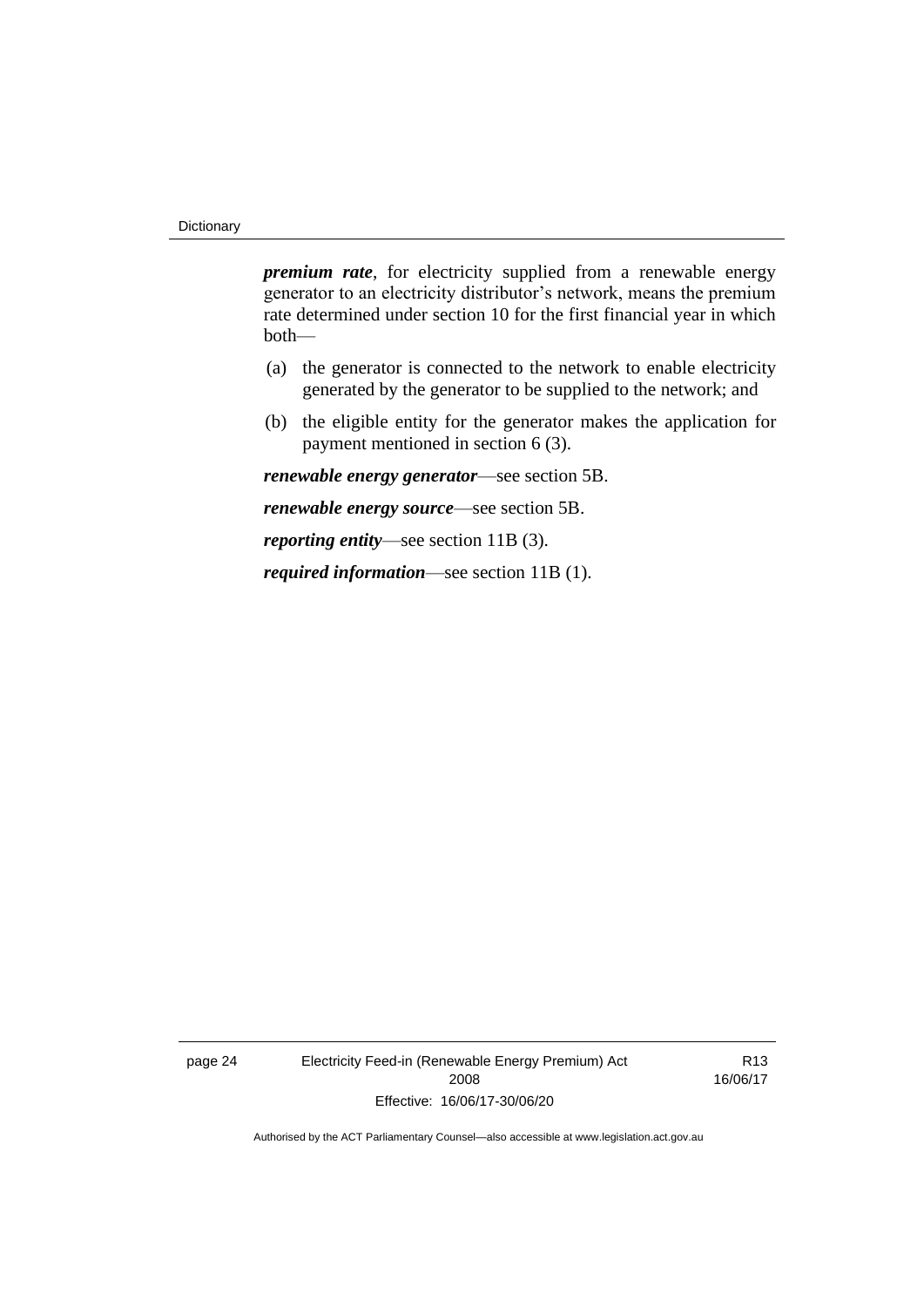***premium rate***, for electricity supplied from a renewable energy generator to an electricity distributor's network, means the premium rate determined under section 10 for the first financial year in which both—

(a) the generator is connected to the network to enable electricity generated by the generator to be supplied to the network; and

(b) the eligible entity for the generator makes the application for payment mentioned in section 6 (3).

***renewable energy generator***—see section 5B.

***renewable energy source***—see section 5B.

***reporting entity***—see section 11B (3).

***required information***—see section 11B (1).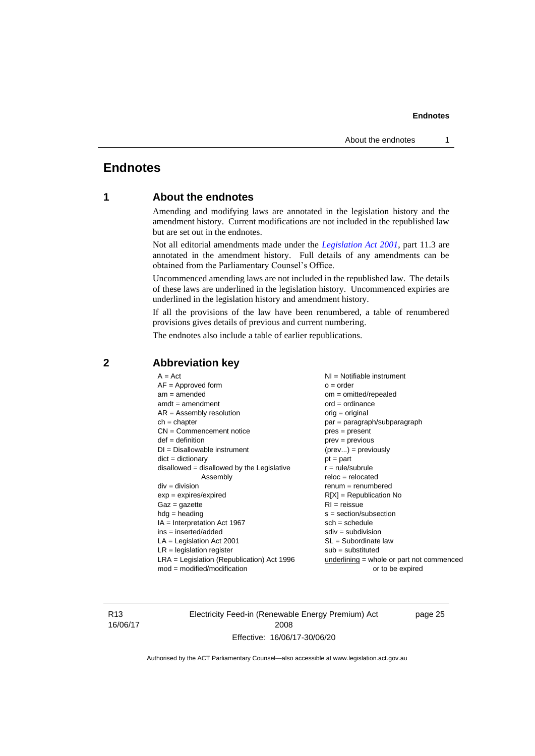# Endnotes

## 1 About the endnotes

Amending and modifying laws are annotated in the legislation history and the amendment history. Current modifications are not included in the republished law but are set out in the endnotes.

Not all editorial amendments made under the *Legislation Act 2001*, part 11.3 are annotated in the amendment history. Full details of any amendments can be obtained from the Parliamentary Counsel's Office.

Uncommenced amending laws are not included in the republished law. The details of these laws are underlined in the legislation history. Uncommenced expiries are underlined in the legislation history and amendment history.

If all the provisions of the law have been renumbered, a table of renumbered provisions gives details of previous and current numbering.

The endnotes also include a table of earlier republications.

## 2 Abbreviation key

A = Act
AF = Approved form
am = amended
amdt = amendment
AR = Assembly resolution
ch = chapter
CN = Commencement notice
def = definition
DI = Disallowable instrument
dict = dictionary
disallowed = disallowed by the Legislative Assembly
div = division
exp = expires/expired
Gaz = gazette
hdg = heading
IA = Interpretation Act 1967
ins = inserted/added
LA = Legislation Act 2001
LR = legislation register
LRA = Legislation (Republication) Act 1996
mod = modified/modification
NI = Notifiable instrument
o = order
om = omitted/repealed
ord = ordinance
orig = original
par = paragraph/subparagraph
pres = present
prev = previous
(prev...) = previously
pt = part
r = rule/subrule
reloc = relocated
renum = renumbered
R[X] = Republication No
RI = reissue
s = section/subsection
sch = schedule
sdiv = subdivision
SL = Subordinate law
sub = substituted
underlining = whole or part not commenced or to be expired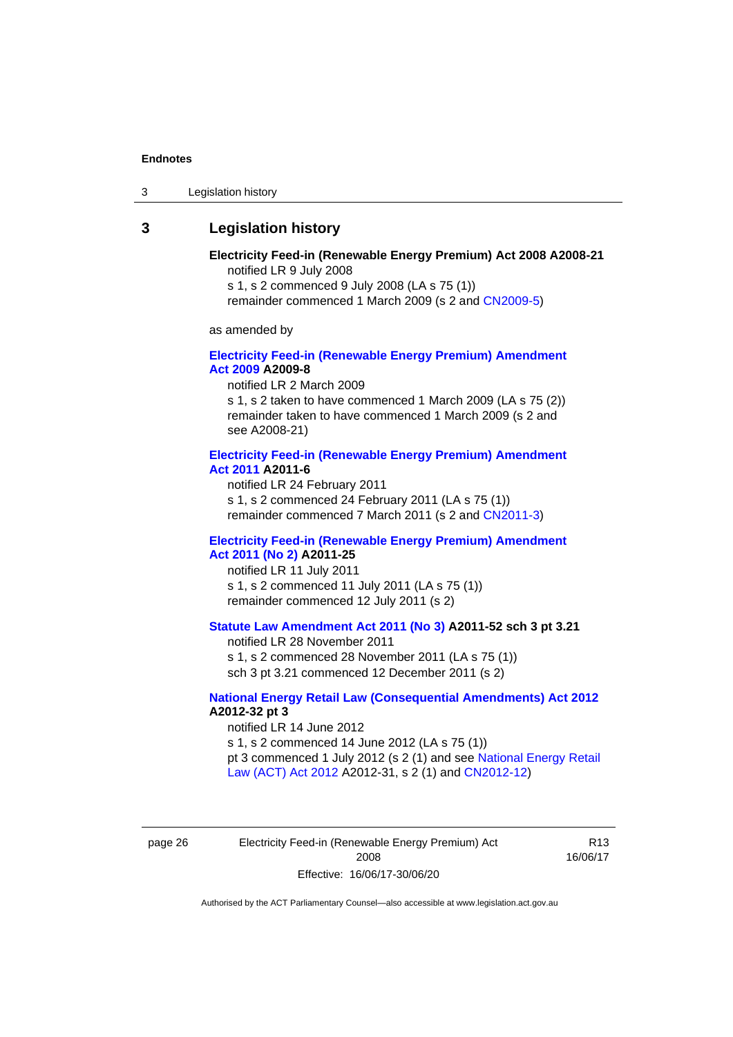## 3 Legislation history

**Electricity Feed-in (Renewable Energy Premium) Act 2008 A2008-21**
notified LR 9 July 2008
s 1, s 2 commenced 9 July 2008 (LA s 75 (1))
remainder commenced 1 March 2009 (s 2 and CN2009-5)

as amended by

**Electricity Feed-in (Renewable Energy Premium) Amendment Act 2009 A2009-8**
notified LR 2 March 2009
s 1, s 2 taken to have commenced 1 March 2009 (LA s 75 (2))
remainder taken to have commenced 1 March 2009 (s 2 and see A2008-21)

**Electricity Feed-in (Renewable Energy Premium) Amendment Act 2011 A2011-6**
notified LR 24 February 2011
s 1, s 2 commenced 24 February 2011 (LA s 75 (1))
remainder commenced 7 March 2011 (s 2 and CN2011-3)

**Electricity Feed-in (Renewable Energy Premium) Amendment Act 2011 (No 2) A2011-25**
notified LR 11 July 2011
s 1, s 2 commenced 11 July 2011 (LA s 75 (1))
remainder commenced 12 July 2011 (s 2)

**Statute Law Amendment Act 2011 (No 3) A2011-52 sch 3 pt 3.21**
notified LR 28 November 2011
s 1, s 2 commenced 28 November 2011 (LA s 75 (1))
sch 3 pt 3.21 commenced 12 December 2011 (s 2)

**National Energy Retail Law (Consequential Amendments) Act 2012 A2012-32 pt 3**
notified LR 14 June 2012
s 1, s 2 commenced 14 June 2012 (LA s 75 (1))
pt 3 commenced 1 July 2012 (s 2 (1) and see National Energy Retail Law (ACT) Act 2012 A2012-31, s 2 (1) and CN2012-12)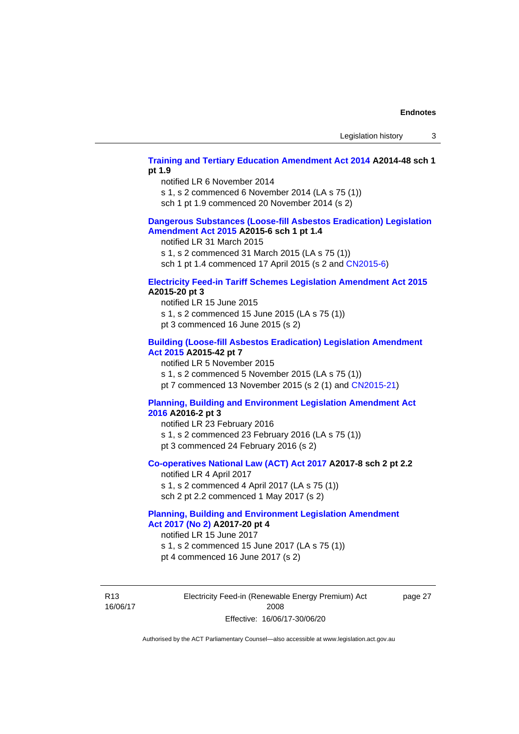**Training and Tertiary Education Amendment Act 2014 A2014-48 sch 1 pt 1.9**

notified LR 6 November 2014
s 1, s 2 commenced 6 November 2014 (LA s 75 (1))
sch 1 pt 1.9 commenced 20 November 2014 (s 2)

**Dangerous Substances (Loose-fill Asbestos Eradication) Legislation Amendment Act 2015 A2015-6 sch 1 pt 1.4**

notified LR 31 March 2015
s 1, s 2 commenced 31 March 2015 (LA s 75 (1))
sch 1 pt 1.4 commenced 17 April 2015 (s 2 and CN2015-6)

**Electricity Feed-in Tariff Schemes Legislation Amendment Act 2015 A2015-20 pt 3**

notified LR 15 June 2015
s 1, s 2 commenced 15 June 2015 (LA s 75 (1))
pt 3 commenced 16 June 2015 (s 2)

**Building (Loose-fill Asbestos Eradication) Legislation Amendment Act 2015 A2015-42 pt 7**

notified LR 5 November 2015
s 1, s 2 commenced 5 November 2015 (LA s 75 (1))
pt 7 commenced 13 November 2015 (s 2 (1) and CN2015-21)

**Planning, Building and Environment Legislation Amendment Act 2016 A2016-2 pt 3**

notified LR 23 February 2016
s 1, s 2 commenced 23 February 2016 (LA s 75 (1))
pt 3 commenced 24 February 2016 (s 2)

**Co-operatives National Law (ACT) Act 2017 A2017-8 sch 2 pt 2.2**

notified LR 4 April 2017
s 1, s 2 commenced 4 April 2017 (LA s 75 (1))
sch 2 pt 2.2 commenced 1 May 2017 (s 2)

**Planning, Building and Environment Legislation Amendment Act 2017 (No 2) A2017-20 pt 4**

notified LR 15 June 2017
s 1, s 2 commenced 15 June 2017 (LA s 75 (1))
pt 4 commenced 16 June 2017 (s 2)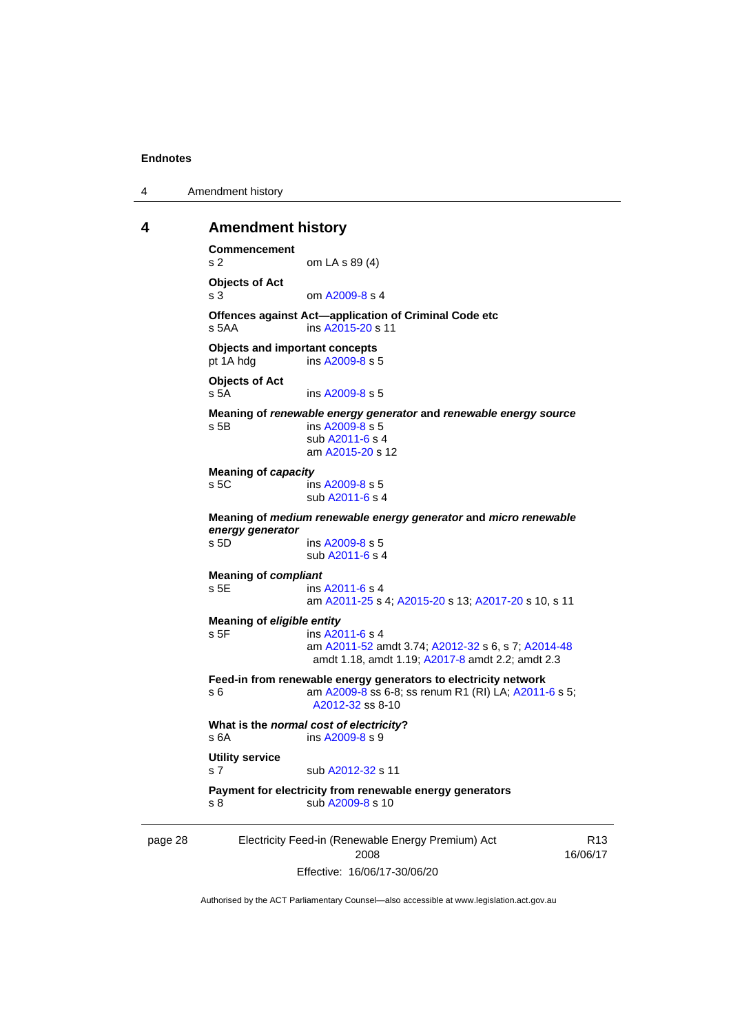# 4 Amendment history

**Commencement**
s 2 om LA s 89 (4)

**Objects of Act**
s 3 om A2009-8 s 4

**Offences against Act—application of Criminal Code etc**
s 5AA ins A2015-20 s 11

**Objects and important concepts**
pt 1A hdg ins A2009-8 s 5

**Objects of Act**
s 5A ins A2009-8 s 5

**Meaning of *renewable energy generator* and *renewable energy source***
s 5B ins A2009-8 s 5
sub A2011-6 s 4
am A2015-20 s 12

**Meaning of *capacity***
s 5C ins A2009-8 s 5
sub A2011-6 s 4

**Meaning of *medium renewable energy generator* and *micro renewable energy generator***
s 5D ins A2009-8 s 5
sub A2011-6 s 4

**Meaning of *compliant***
s 5E ins A2011-6 s 4
am A2011-25 s 4; A2015-20 s 13; A2017-20 s 10, s 11

**Meaning of *eligible entity***
s 5F ins A2011-6 s 4
am A2011-52 amdt 3.74; A2012-32 s 6, s 7; A2014-48 amdt 1.18, amdt 1.19; A2017-8 amdt 2.2; amdt 2.3

**Feed-in from renewable energy generators to electricity network**
s 6 am A2009-8 ss 6-8; ss renum R1 (RI) LA; A2011-6 s 5; A2012-32 ss 8-10

**What is the *normal cost of electricity*?**
s 6A ins A2009-8 s 9

**Utility service**
s 7 sub A2012-32 s 11

**Payment for electricity from renewable energy generators**
s 8 sub A2009-8 s 10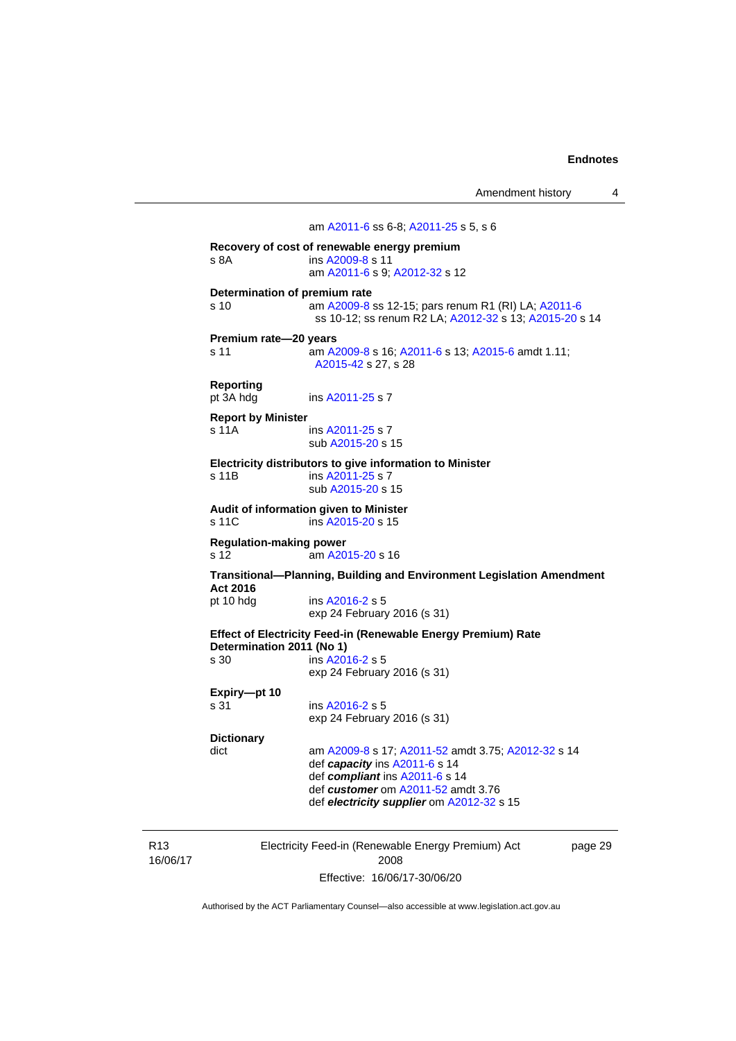am A2011-6 ss 6-8; A2011-25 s 5, s 6

**Recovery of cost of renewable energy premium**
s 8A ins A2009-8 s 11
am A2011-6 s 9; A2012-32 s 12

**Determination of premium rate**
s 10 am A2009-8 ss 12-15; pars renum R1 (RI) LA; A2011-6 ss 10-12; ss renum R2 LA; A2012-32 s 13; A2015-20 s 14

**Premium rate—20 years**
s 11 am A2009-8 s 16; A2011-6 s 13; A2015-6 amdt 1.11; A2015-42 s 27, s 28

**Reporting**
pt 3A hdg ins A2011-25 s 7

**Report by Minister**
s 11A ins A2011-25 s 7
sub A2015-20 s 15

**Electricity distributors to give information to Minister**
s 11B ins A2011-25 s 7
sub A2015-20 s 15

**Audit of information given to Minister**
s 11C ins A2015-20 s 15

**Regulation-making power**
s 12 am A2015-20 s 16

**Transitional—Planning, Building and Environment Legislation Amendment Act 2016**
pt 10 hdg ins A2016-2 s 5
exp 24 February 2016 (s 31)

**Effect of Electricity Feed-in (Renewable Energy Premium) Rate Determination 2011 (No 1)**
s 30 ins A2016-2 s 5
exp 24 February 2016 (s 31)

**Expiry—pt 10**
s 31 ins A2016-2 s 5
exp 24 February 2016 (s 31)

**Dictionary**
dict am A2009-8 s 17; A2011-52 amdt 3.75; A2012-32 s 14
def ***capacity*** ins A2011-6 s 14
def ***compliant*** ins A2011-6 s 14
def ***customer*** om A2011-52 amdt 3.76
def ***electricity supplier*** om A2012-32 s 15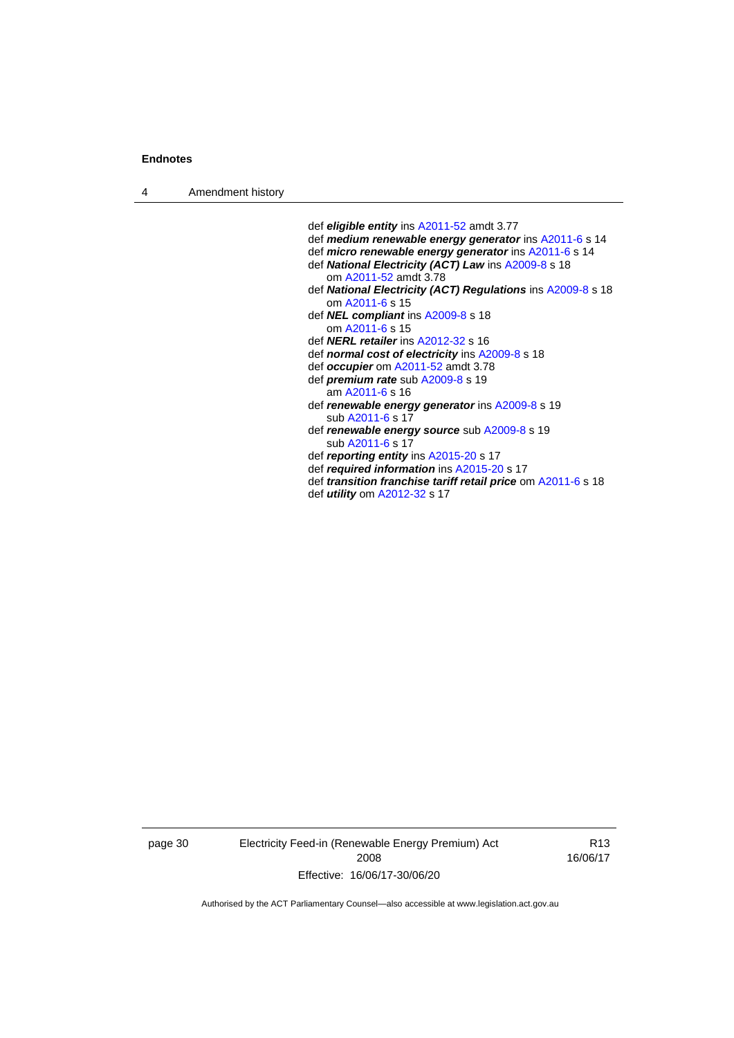def ***eligible entity*** ins A2011-52 amdt 3.77
def ***medium renewable energy generator*** ins A2011-6 s 14
def ***micro renewable energy generator*** ins A2011-6 s 14
def ***National Electricity (ACT) Law*** ins A2009-8 s 18
  om A2011-52 amdt 3.78
def ***National Electricity (ACT) Regulations*** ins A2009-8 s 18
  om A2011-6 s 15
def ***NEL compliant*** ins A2009-8 s 18
  om A2011-6 s 15
def ***NERL retailer*** ins A2012-32 s 16
def ***normal cost of electricity*** ins A2009-8 s 18
def ***occupier*** om A2011-52 amdt 3.78
def ***premium rate*** sub A2009-8 s 19
  am A2011-6 s 16
def ***renewable energy generator*** ins A2009-8 s 19
  sub A2011-6 s 17
def ***renewable energy source*** sub A2009-8 s 19
  sub A2011-6 s 17
def ***reporting entity*** ins A2015-20 s 17
def ***required information*** ins A2015-20 s 17
def ***transition franchise tariff retail price*** om A2011-6 s 18
def ***utility*** om A2012-32 s 17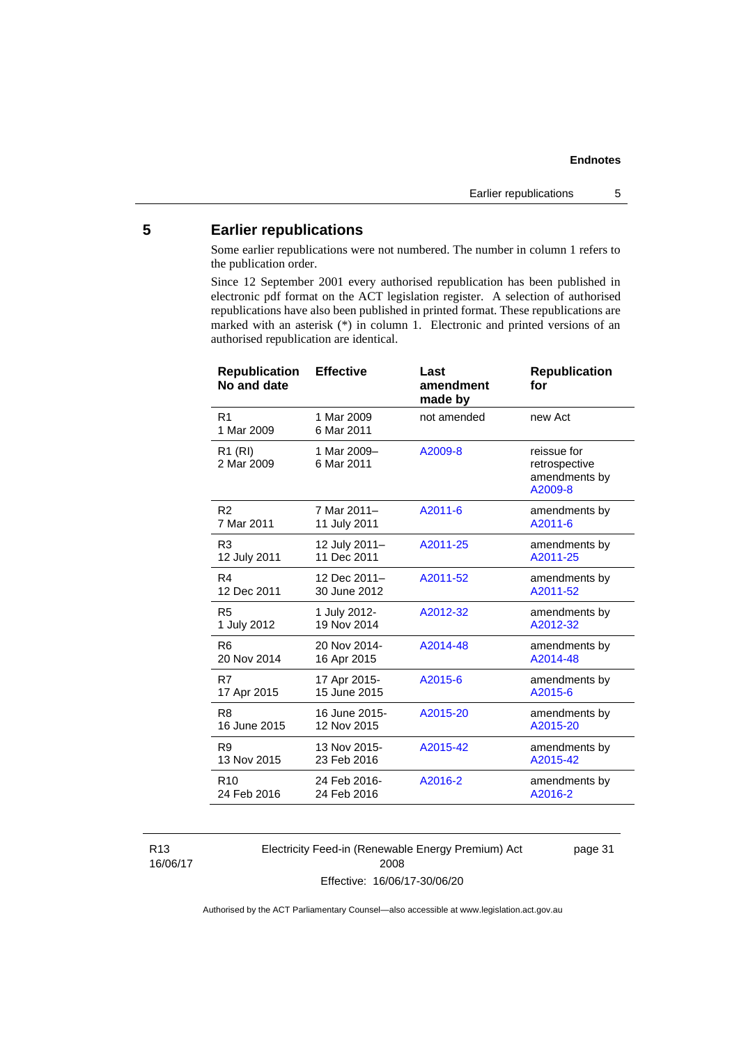## 5 Earlier republications

Some earlier republications were not numbered. The number in column 1 refers to the publication order.

Since 12 September 2001 every authorised republication has been published in electronic pdf format on the ACT legislation register. A selection of authorised republications have also been published in printed format. These republications are marked with an asterisk (*) in column 1. Electronic and printed versions of an authorised republication are identical.

| Republication No and date | Effective | Last amendment made by | Republication for |
|---|---|---|---|
| R1<br>1 Mar 2009 | 1 Mar 2009<br>6 Mar 2011 | not amended | new Act |
| R1 (RI)<br>2 Mar 2009 | 1 Mar 2009–<br>6 Mar 2011 | A2009-8 | reissue for retrospective amendments by A2009-8 |
| R2<br>7 Mar 2011 | 7 Mar 2011–<br>11 July 2011 | A2011-6 | amendments by A2011-6 |
| R3<br>12 July 2011 | 12 July 2011–<br>11 Dec 2011 | A2011-25 | amendments by A2011-25 |
| R4<br>12 Dec 2011 | 12 Dec 2011–<br>30 June 2012 | A2011-52 | amendments by A2011-52 |
| R5<br>1 July 2012 | 1 July 2012-<br>19 Nov 2014 | A2012-32 | amendments by A2012-32 |
| R6<br>20 Nov 2014 | 20 Nov 2014-<br>16 Apr 2015 | A2014-48 | amendments by A2014-48 |
| R7<br>17 Apr 2015 | 17 Apr 2015-<br>15 June 2015 | A2015-6 | amendments by A2015-6 |
| R8<br>16 June 2015 | 16 June 2015-<br>12 Nov 2015 | A2015-20 | amendments by A2015-20 |
| R9<br>13 Nov 2015 | 13 Nov 2015-<br>23 Feb 2016 | A2015-42 | amendments by A2015-42 |
| R10<br>24 Feb 2016 | 24 Feb 2016-<br>24 Feb 2016 | A2016-2 | amendments by A2016-2 |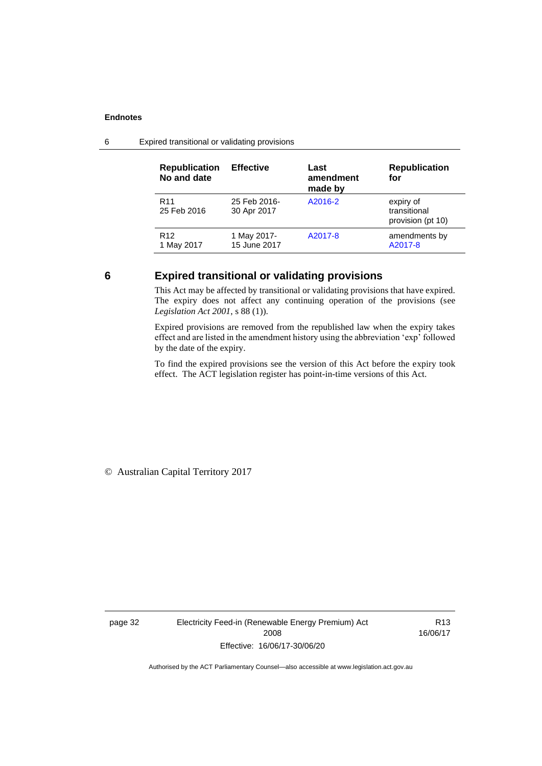| Republication No and date | Effective | Last amendment made by | Republication for |
|---|---|---|---|
| R11<br>25 Feb 2016 | 25 Feb 2016-<br>30 Apr 2017 | A2016-2 | expiry of transitional provision (pt 10) |
| R12<br>1 May 2017 | 1 May 2017-<br>15 June 2017 | A2017-8 | amendments by A2017-8 |

## 6 Expired transitional or validating provisions

This Act may be affected by transitional or validating provisions that have expired. The expiry does not affect any continuing operation of the provisions (see *Legislation Act 2001*, s 88 (1)).

Expired provisions are removed from the republished law when the expiry takes effect and are listed in the amendment history using the abbreviation 'exp' followed by the date of the expiry.

To find the expired provisions see the version of this Act before the expiry took effect. The ACT legislation register has point-in-time versions of this Act.

© Australian Capital Territory 2017